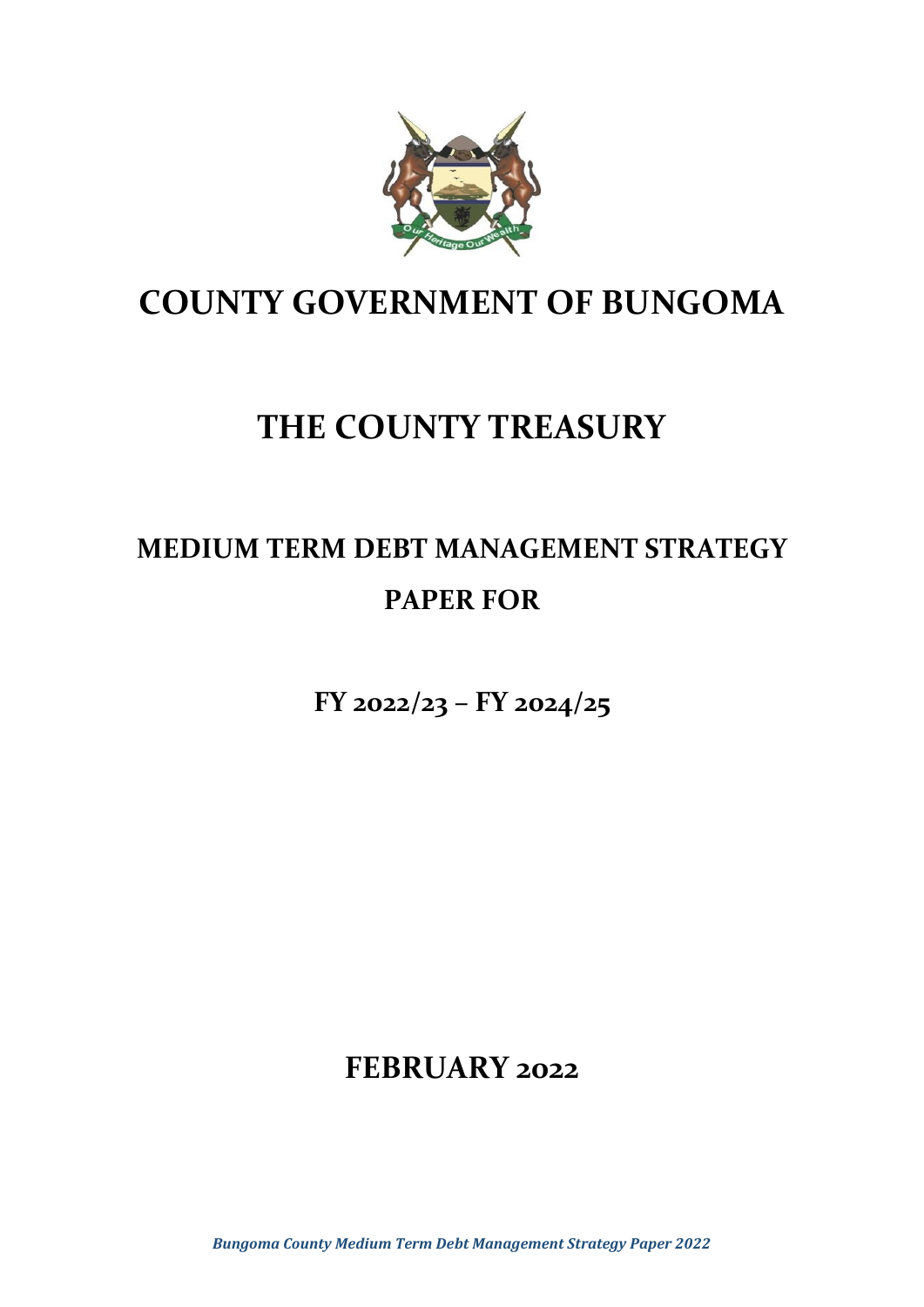# COUNTY GOVERNMENT OF BUNGOMA

# THE COUNTY TREASURY

## MEDIUM TERM DEBT MANAGEMENT STRATEGY PAPER FOR

## FY 2022/23 – FY 2024/25

## FEBRUARY 2022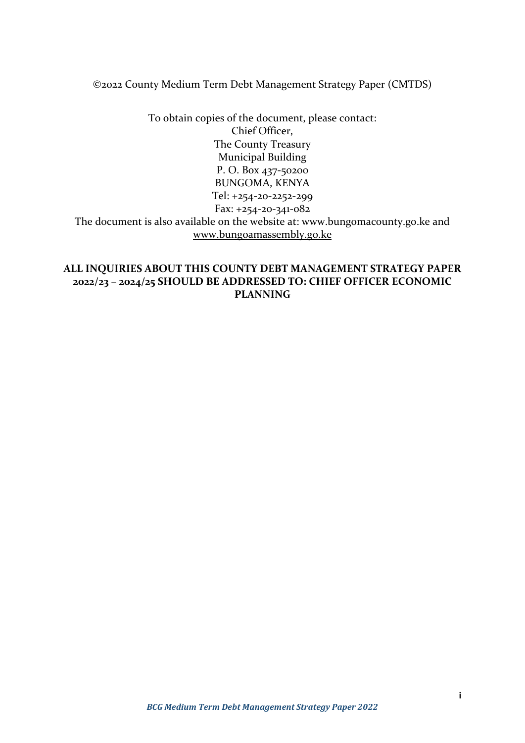©2022 County Medium Term Debt Management Strategy Paper (CMTDS)

To obtain copies of the document, please contact:
Chief Officer,
The County Treasury
Municipal Building
P. O. Box 437-50200
BUNGOMA, KENYA
Tel: +254-20-2252-299
Fax: +254-20-341-082
The document is also available on the website at: www.bungomacounty.go.ke and www.bungoamassembly.go.ke

**ALL INQUIRIES ABOUT THIS COUNTY DEBT MANAGEMENT STRATEGY PAPER 2022/23 – 2024/25 SHOULD BE ADDRESSED TO: CHIEF OFFICER ECONOMIC PLANNING**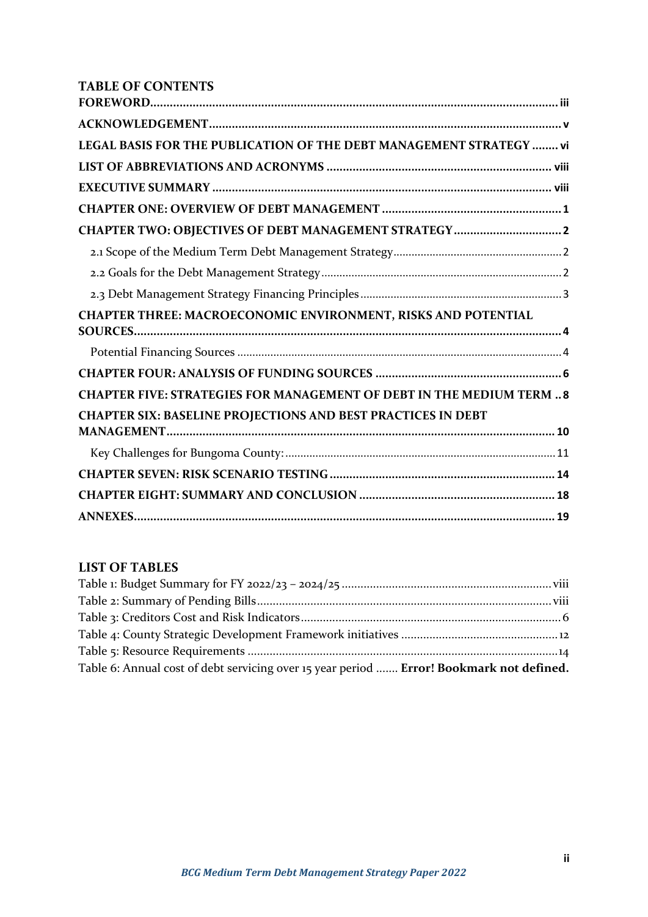## TABLE OF CONTENTS

**FOREWORD** ... iii

**ACKNOWLEDGEMENT** ... v

**LEGAL BASIS FOR THE PUBLICATION OF THE DEBT MANAGEMENT STRATEGY** ... vi

**LIST OF ABBREVIATIONS AND ACRONYMS** ... viii

**EXECUTIVE SUMMARY** ... viii

**CHAPTER ONE: OVERVIEW OF DEBT MANAGEMENT** ... 1

**CHAPTER TWO: OBJECTIVES OF DEBT MANAGEMENT STRATEGY** ... 2

- 2.1 Scope of the Medium Term Debt Management Strategy ... 2
- 2.2 Goals for the Debt Management Strategy ... 2
- 2.3 Debt Management Strategy Financing Principles ... 3

**CHAPTER THREE: MACROECONOMIC ENVIRONMENT, RISKS AND POTENTIAL SOURCES** ... 4

- Potential Financing Sources ... 4

**CHAPTER FOUR: ANALYSIS OF FUNDING SOURCES** ... 6

**CHAPTER FIVE: STRATEGIES FOR MANAGEMENT OF DEBT IN THE MEDIUM TERM** .. 8

**CHAPTER SIX: BASELINE PROJECTIONS AND BEST PRACTICES IN DEBT MANAGEMENT** ... 10

- Key Challenges for Bungoma County: ... 11

**CHAPTER SEVEN: RISK SCENARIO TESTING** ... 14

**CHAPTER EIGHT: SUMMARY AND CONCLUSION** ... 18

**ANNEXES** ... 19

## LIST OF TABLES

Table 1: Budget Summary for FY 2022/23 – 2024/25 ... viii

Table 2: Summary of Pending Bills ... viii

Table 3: Creditors Cost and Risk Indicators ... 6

Table 4: County Strategic Development Framework initiatives ... 12

Table 5: Resource Requirements ... 14

Table 6: Annual cost of debt servicing over 15 year period ....... **Error! Bookmark not defined.**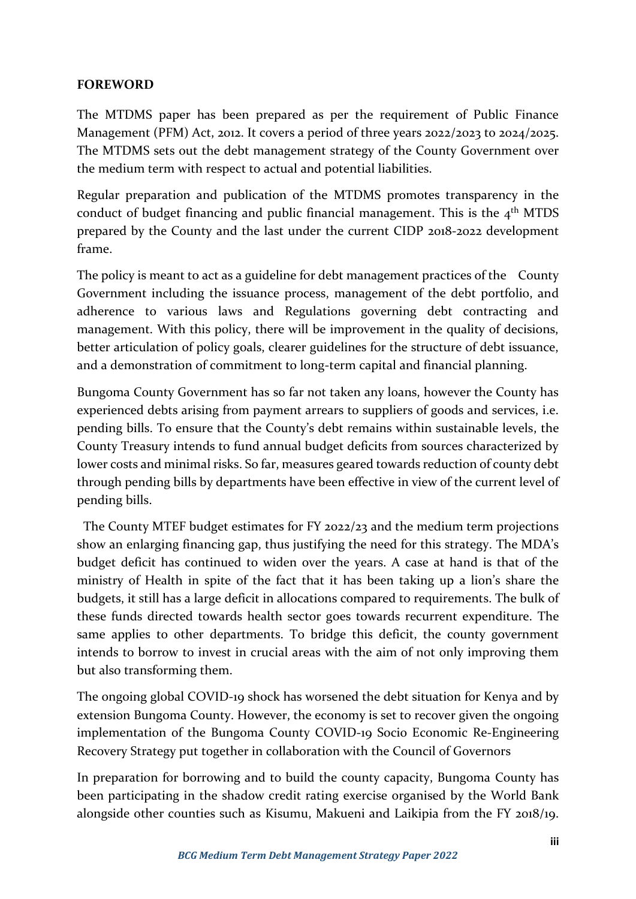## FOREWORD

The MTDMS paper has been prepared as per the requirement of Public Finance Management (PFM) Act, 2012. It covers a period of three years 2022/2023 to 2024/2025. The MTDMS sets out the debt management strategy of the County Government over the medium term with respect to actual and potential liabilities.

Regular preparation and publication of the MTDMS promotes transparency in the conduct of budget financing and public financial management. This is the 4th MTDS prepared by the County and the last under the current CIDP 2018-2022 development frame.

The policy is meant to act as a guideline for debt management practices of the County Government including the issuance process, management of the debt portfolio, and adherence to various laws and Regulations governing debt contracting and management. With this policy, there will be improvement in the quality of decisions, better articulation of policy goals, clearer guidelines for the structure of debt issuance, and a demonstration of commitment to long-term capital and financial planning.

Bungoma County Government has so far not taken any loans, however the County has experienced debts arising from payment arrears to suppliers of goods and services, i.e. pending bills. To ensure that the County's debt remains within sustainable levels, the County Treasury intends to fund annual budget deficits from sources characterized by lower costs and minimal risks. So far, measures geared towards reduction of county debt through pending bills by departments have been effective in view of the current level of pending bills.

The County MTEF budget estimates for FY 2022/23 and the medium term projections show an enlarging financing gap, thus justifying the need for this strategy. The MDA's budget deficit has continued to widen over the years. A case at hand is that of the ministry of Health in spite of the fact that it has been taking up a lion's share the budgets, it still has a large deficit in allocations compared to requirements. The bulk of these funds directed towards health sector goes towards recurrent expenditure. The same applies to other departments. To bridge this deficit, the county government intends to borrow to invest in crucial areas with the aim of not only improving them but also transforming them.

The ongoing global COVID-19 shock has worsened the debt situation for Kenya and by extension Bungoma County. However, the economy is set to recover given the ongoing implementation of the Bungoma County COVID-19 Socio Economic Re-Engineering Recovery Strategy put together in collaboration with the Council of Governors

In preparation for borrowing and to build the county capacity, Bungoma County has been participating in the shadow credit rating exercise organised by the World Bank alongside other counties such as Kisumu, Makueni and Laikipia from the FY 2018/19.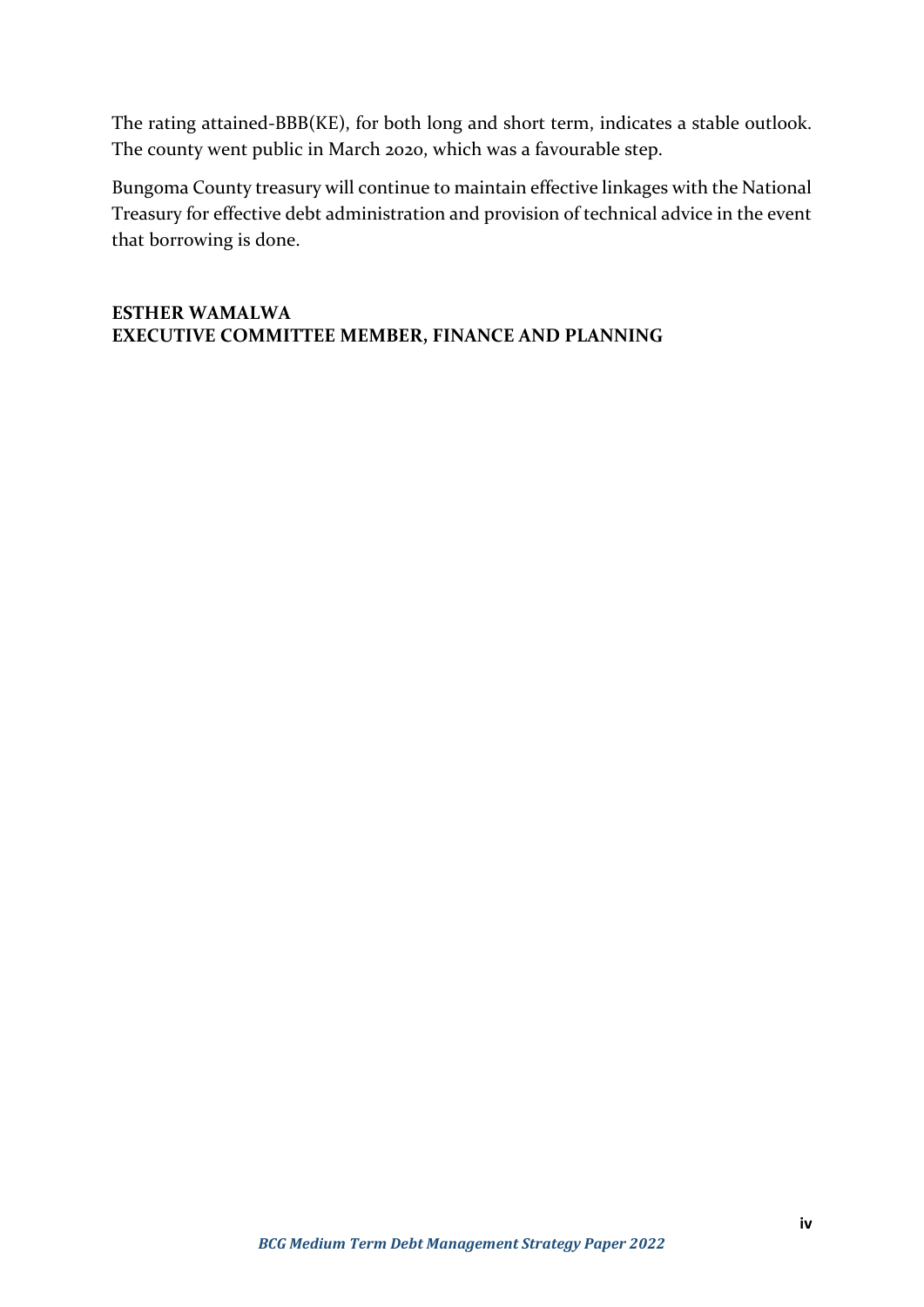The rating attained-BBB(KE), for both long and short term, indicates a stable outlook. The county went public in March 2020, which was a favourable step.

Bungoma County treasury will continue to maintain effective linkages with the National Treasury for effective debt administration and provision of technical advice in the event that borrowing is done.

**ESTHER WAMALWA**
**EXECUTIVE COMMITTEE MEMBER, FINANCE AND PLANNING**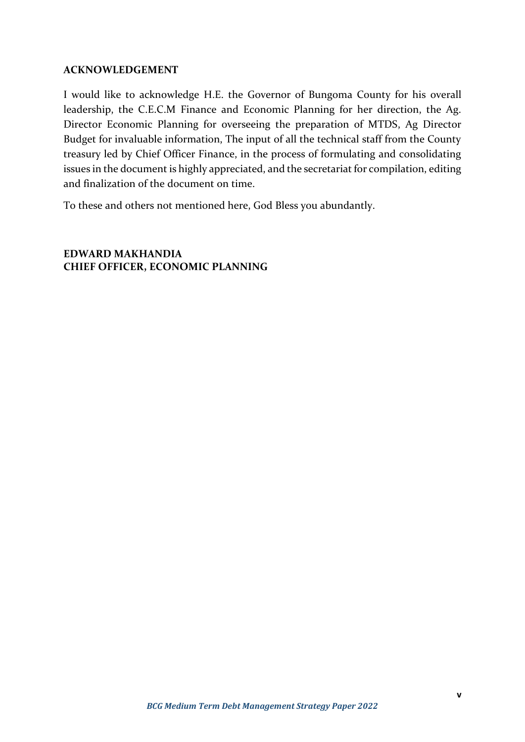## ACKNOWLEDGEMENT

I would like to acknowledge H.E. the Governor of Bungoma County for his overall leadership, the C.E.C.M Finance and Economic Planning for her direction, the Ag. Director Economic Planning for overseeing the preparation of MTDS, Ag Director Budget for invaluable information, The input of all the technical staff from the County treasury led by Chief Officer Finance, in the process of formulating and consolidating issues in the document is highly appreciated, and the secretariat for compilation, editing and finalization of the document on time.

To these and others not mentioned here, God Bless you abundantly.

**EDWARD MAKHANDIA**
**CHIEF OFFICER, ECONOMIC PLANNING**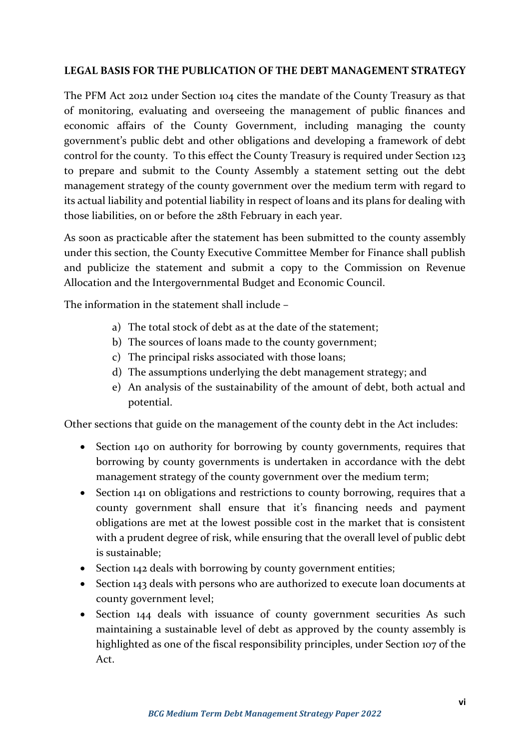**LEGAL BASIS FOR THE PUBLICATION OF THE DEBT MANAGEMENT STRATEGY**

The PFM Act 2012 under Section 104 cites the mandate of the County Treasury as that of monitoring, evaluating and overseeing the management of public finances and economic affairs of the County Government, including managing the county government's public debt and other obligations and developing a framework of debt control for the county. To this effect the County Treasury is required under Section 123 to prepare and submit to the County Assembly a statement setting out the debt management strategy of the county government over the medium term with regard to its actual liability and potential liability in respect of loans and its plans for dealing with those liabilities, on or before the 28th February in each year.

As soon as practicable after the statement has been submitted to the county assembly under this section, the County Executive Committee Member for Finance shall publish and publicize the statement and submit a copy to the Commission on Revenue Allocation and the Intergovernmental Budget and Economic Council.

The information in the statement shall include –

a) The total stock of debt as at the date of the statement;
b) The sources of loans made to the county government;
c) The principal risks associated with those loans;
d) The assumptions underlying the debt management strategy; and
e) An analysis of the sustainability of the amount of debt, both actual and potential.

Other sections that guide on the management of the county debt in the Act includes:

- Section 140 on authority for borrowing by county governments, requires that borrowing by county governments is undertaken in accordance with the debt management strategy of the county government over the medium term;
- Section 141 on obligations and restrictions to county borrowing, requires that a county government shall ensure that it's financing needs and payment obligations are met at the lowest possible cost in the market that is consistent with a prudent degree of risk, while ensuring that the overall level of public debt is sustainable;
- Section 142 deals with borrowing by county government entities;
- Section 143 deals with persons who are authorized to execute loan documents at county government level;
- Section 144 deals with issuance of county government securities As such maintaining a sustainable level of debt as approved by the county assembly is highlighted as one of the fiscal responsibility principles, under Section 107 of the Act.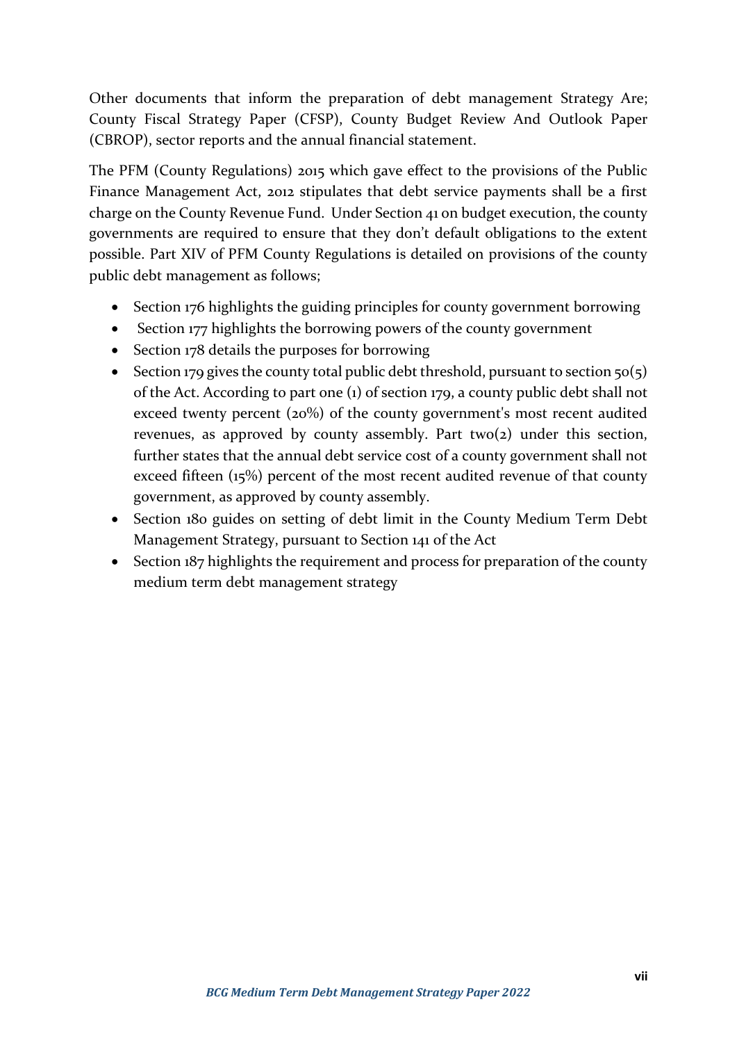Other documents that inform the preparation of debt management Strategy Are; County Fiscal Strategy Paper (CFSP), County Budget Review And Outlook Paper (CBROP), sector reports and the annual financial statement.

The PFM (County Regulations) 2015 which gave effect to the provisions of the Public Finance Management Act, 2012 stipulates that debt service payments shall be a first charge on the County Revenue Fund. Under Section 41 on budget execution, the county governments are required to ensure that they don't default obligations to the extent possible. Part XIV of PFM County Regulations is detailed on provisions of the county public debt management as follows;

- Section 176 highlights the guiding principles for county government borrowing
- Section 177 highlights the borrowing powers of the county government
- Section 178 details the purposes for borrowing
- Section 179 gives the county total public debt threshold, pursuant to section 50(5) of the Act. According to part one (1) of section 179, a county public debt shall not exceed twenty percent (20%) of the county government's most recent audited revenues, as approved by county assembly. Part two(2) under this section, further states that the annual debt service cost of a county government shall not exceed fifteen (15%) percent of the most recent audited revenue of that county government, as approved by county assembly.
- Section 180 guides on setting of debt limit in the County Medium Term Debt Management Strategy, pursuant to Section 141 of the Act
- Section 187 highlights the requirement and process for preparation of the county medium term debt management strategy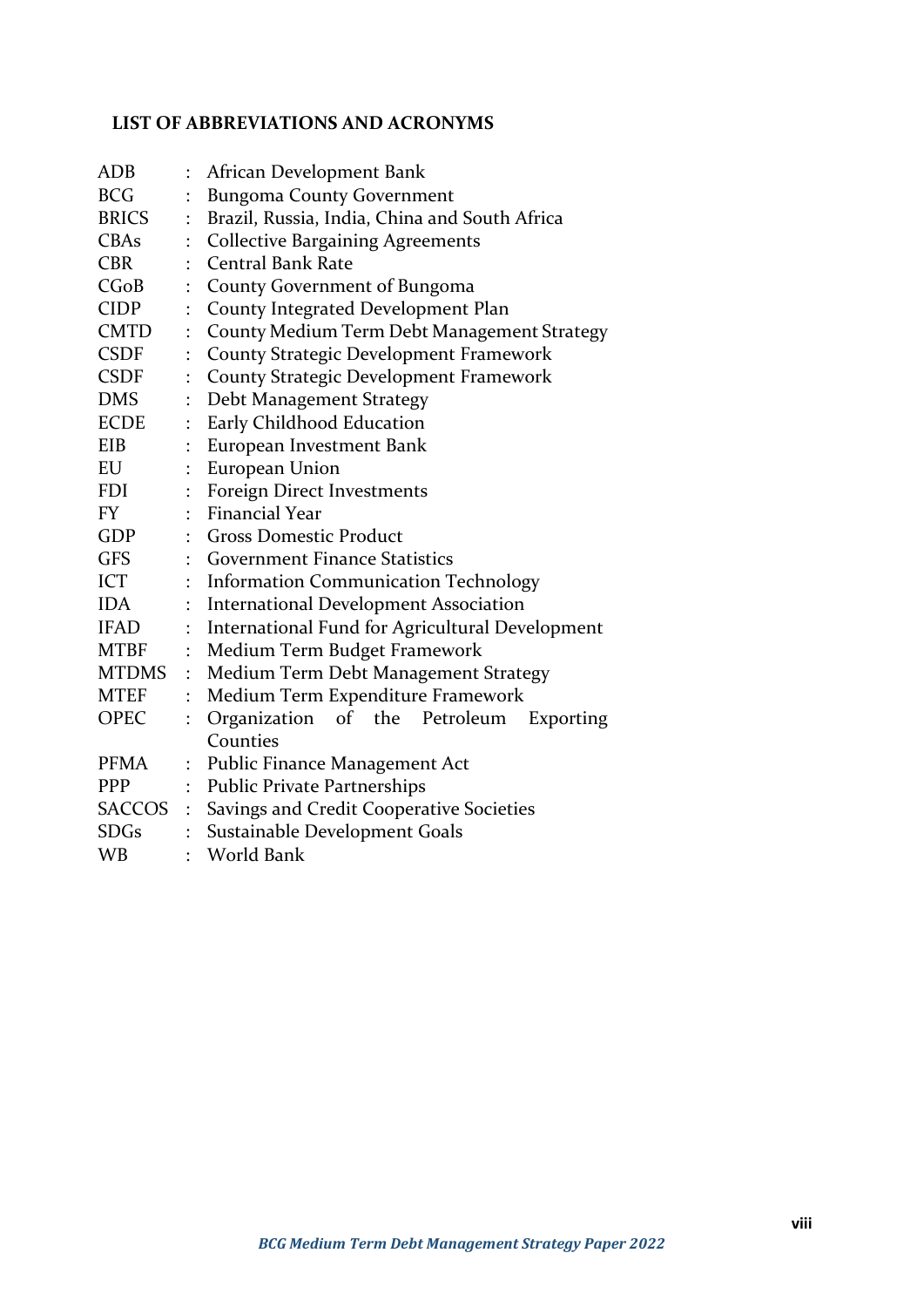## LIST OF ABBREVIATIONS AND ACRONYMS

| | | |
|---|---|---|
| ADB | : | African Development Bank |
| BCG | : | Bungoma County Government |
| BRICS | : | Brazil, Russia, India, China and South Africa |
| CBAs | : | Collective Bargaining Agreements |
| CBR | : | Central Bank Rate |
| CGoB | : | County Government of Bungoma |
| CIDP | : | County Integrated Development Plan |
| CMTD | : | County Medium Term Debt Management Strategy |
| CSDF | : | County Strategic Development Framework |
| CSDF | : | County Strategic Development Framework |
| DMS | : | Debt Management Strategy |
| ECDE | : | Early Childhood Education |
| EIB | : | European Investment Bank |
| EU | : | European Union |
| FDI | : | Foreign Direct Investments |
| FY | : | Financial Year |
| GDP | : | Gross Domestic Product |
| GFS | : | Government Finance Statistics |
| ICT | : | Information Communication Technology |
| IDA | : | International Development Association |
| IFAD | : | International Fund for Agricultural Development |
| MTBF | : | Medium Term Budget Framework |
| MTDMS | : | Medium Term Debt Management Strategy |
| MTEF | : | Medium Term Expenditure Framework |
| OPEC | : | Organization of the Petroleum Exporting Counties |
| PFMA | : | Public Finance Management Act |
| PPP | : | Public Private Partnerships |
| SACCOS | : | Savings and Credit Cooperative Societies |
| SDGs | : | Sustainable Development Goals |
| WB | : | World Bank |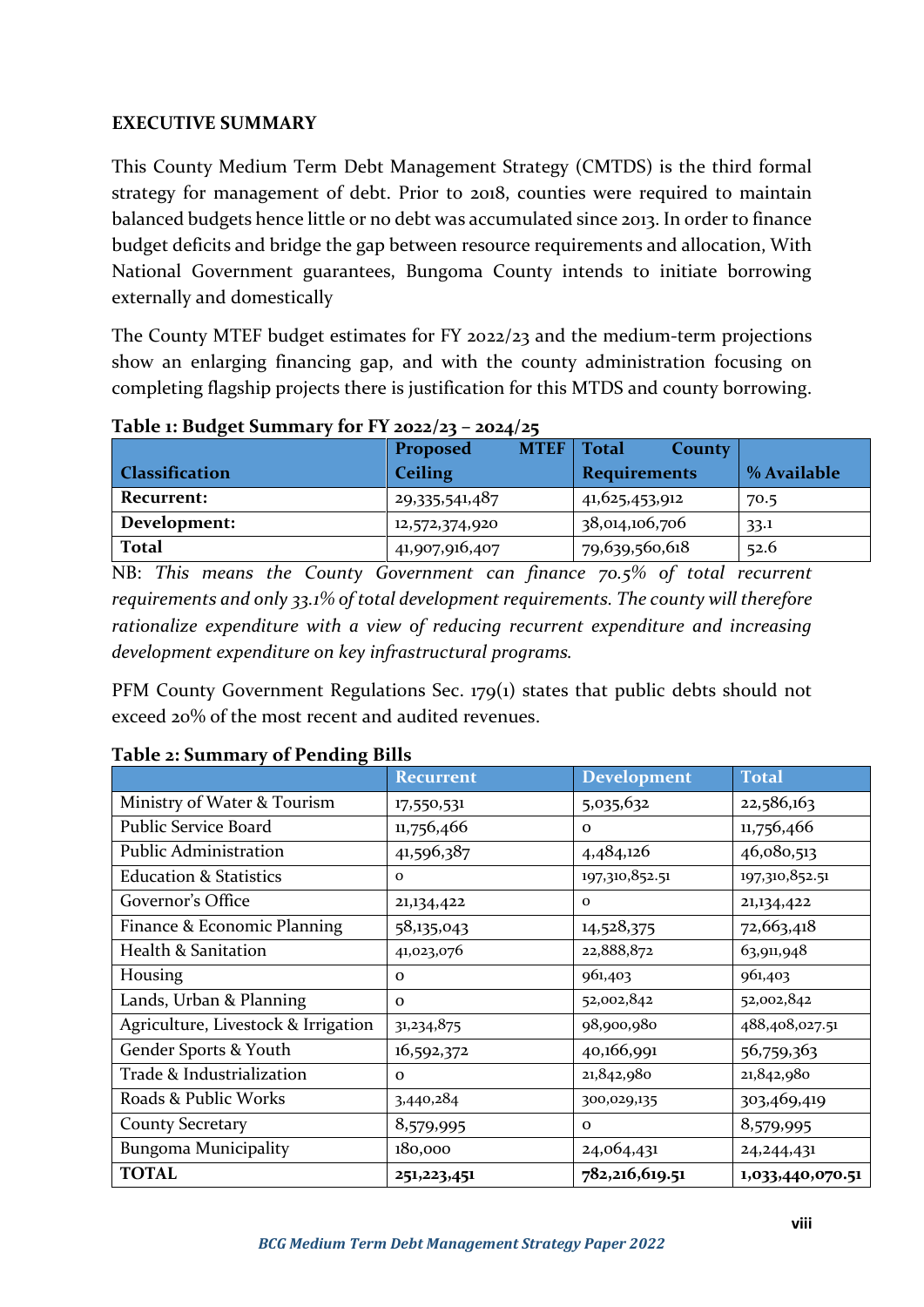## EXECUTIVE SUMMARY

This County Medium Term Debt Management Strategy (CMTDS) is the third formal strategy for management of debt. Prior to 2018, counties were required to maintain balanced budgets hence little or no debt was accumulated since 2013. In order to finance budget deficits and bridge the gap between resource requirements and allocation, With National Government guarantees, Bungoma County intends to initiate borrowing externally and domestically

The County MTEF budget estimates for FY 2022/23 and the medium-term projections show an enlarging financing gap, and with the county administration focusing on completing flagship projects there is justification for this MTDS and county borrowing.

**Table 1: Budget Summary for FY 2022/23 – 2024/25**

| Classification | Proposed MTEF Ceiling | Total County Requirements | % Available |
|---|---|---|---|
| **Recurrent:** | 29,335,541,487 | 41,625,453,912 | 70.5 |
| **Development:** | 12,572,374,920 | 38,014,106,706 | 33.1 |
| **Total** | 41,907,916,407 | 79,639,560,618 | 52.6 |

NB: *This means the County Government can finance 70.5% of total recurrent requirements and only 33.1% of total development requirements. The county will therefore rationalize expenditure with a view of reducing recurrent expenditure and increasing development expenditure on key infrastructural programs.*

PFM County Government Regulations Sec. 179(1) states that public debts should not exceed 20% of the most recent and audited revenues.

**Table 2: Summary of Pending Bills**

| | Recurrent | Development | Total |
|---|---|---|---|
| Ministry of Water & Tourism | 17,550,531 | 5,035,632 | 22,586,163 |
| Public Service Board | 11,756,466 | 0 | 11,756,466 |
| Public Administration | 41,596,387 | 4,484,126 | 46,080,513 |
| Education & Statistics | 0 | 197,310,852.51 | 197,310,852.51 |
| Governor's Office | 21,134,422 | 0 | 21,134,422 |
| Finance & Economic Planning | 58,135,043 | 14,528,375 | 72,663,418 |
| Health & Sanitation | 41,023,076 | 22,888,872 | 63,911,948 |
| Housing | 0 | 961,403 | 961,403 |
| Lands, Urban & Planning | 0 | 52,002,842 | 52,002,842 |
| Agriculture, Livestock & Irrigation | 31,234,875 | 98,900,980 | 488,408,027.51 |
| Gender Sports & Youth | 16,592,372 | 40,166,991 | 56,759,363 |
| Trade & Industrialization | 0 | 21,842,980 | 21,842,980 |
| Roads & Public Works | 3,440,284 | 300,029,135 | 303,469,419 |
| County Secretary | 8,579,995 | 0 | 8,579,995 |
| Bungoma Municipality | 180,000 | 24,064,431 | 24,244,431 |
| **TOTAL** | **251,223,451** | **782,216,619.51** | **1,033,440,070.51** |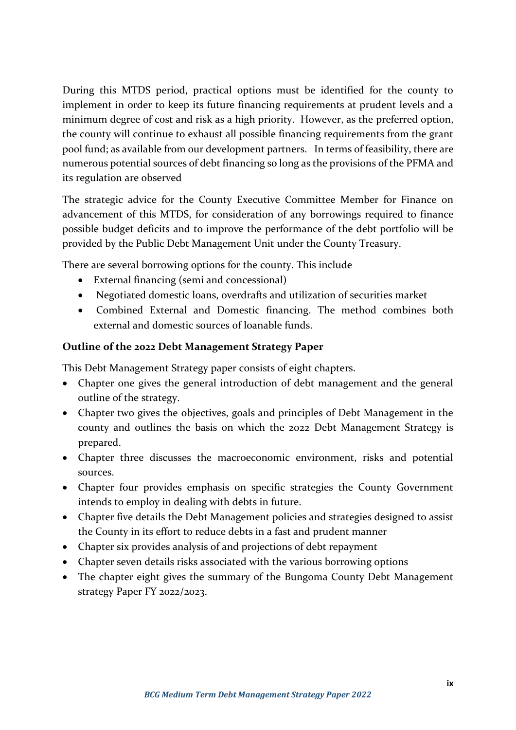During this MTDS period, practical options must be identified for the county to implement in order to keep its future financing requirements at prudent levels and a minimum degree of cost and risk as a high priority. However, as the preferred option, the county will continue to exhaust all possible financing requirements from the grant pool fund; as available from our development partners. In terms of feasibility, there are numerous potential sources of debt financing so long as the provisions of the PFMA and its regulation are observed

The strategic advice for the County Executive Committee Member for Finance on advancement of this MTDS, for consideration of any borrowings required to finance possible budget deficits and to improve the performance of the debt portfolio will be provided by the Public Debt Management Unit under the County Treasury.

There are several borrowing options for the county. This include

- External financing (semi and concessional)
- Negotiated domestic loans, overdrafts and utilization of securities market
- Combined External and Domestic financing. The method combines both external and domestic sources of loanable funds.

**Outline of the 2022 Debt Management Strategy Paper**

This Debt Management Strategy paper consists of eight chapters.

- Chapter one gives the general introduction of debt management and the general outline of the strategy.
- Chapter two gives the objectives, goals and principles of Debt Management in the county and outlines the basis on which the 2022 Debt Management Strategy is prepared.
- Chapter three discusses the macroeconomic environment, risks and potential sources.
- Chapter four provides emphasis on specific strategies the County Government intends to employ in dealing with debts in future.
- Chapter five details the Debt Management policies and strategies designed to assist the County in its effort to reduce debts in a fast and prudent manner
- Chapter six provides analysis of and projections of debt repayment
- Chapter seven details risks associated with the various borrowing options
- The chapter eight gives the summary of the Bungoma County Debt Management strategy Paper FY 2022/2023.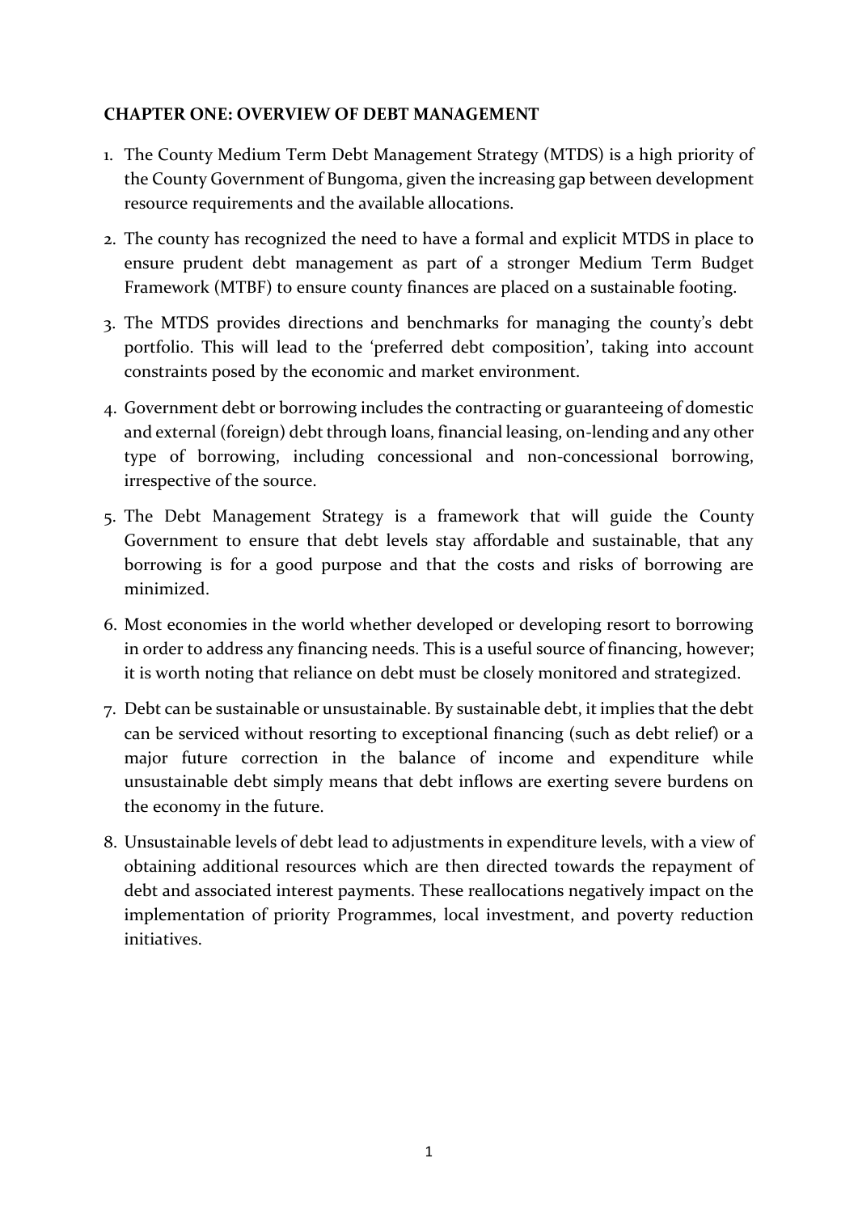## CHAPTER ONE: OVERVIEW OF DEBT MANAGEMENT

1. The County Medium Term Debt Management Strategy (MTDS) is a high priority of the County Government of Bungoma, given the increasing gap between development resource requirements and the available allocations.
2. The county has recognized the need to have a formal and explicit MTDS in place to ensure prudent debt management as part of a stronger Medium Term Budget Framework (MTBF) to ensure county finances are placed on a sustainable footing.
3. The MTDS provides directions and benchmarks for managing the county's debt portfolio. This will lead to the 'preferred debt composition', taking into account constraints posed by the economic and market environment.
4. Government debt or borrowing includes the contracting or guaranteeing of domestic and external (foreign) debt through loans, financial leasing, on-lending and any other type of borrowing, including concessional and non-concessional borrowing, irrespective of the source.
5. The Debt Management Strategy is a framework that will guide the County Government to ensure that debt levels stay affordable and sustainable, that any borrowing is for a good purpose and that the costs and risks of borrowing are minimized.
6. Most economies in the world whether developed or developing resort to borrowing in order to address any financing needs. This is a useful source of financing, however; it is worth noting that reliance on debt must be closely monitored and strategized.
7. Debt can be sustainable or unsustainable. By sustainable debt, it implies that the debt can be serviced without resorting to exceptional financing (such as debt relief) or a major future correction in the balance of income and expenditure while unsustainable debt simply means that debt inflows are exerting severe burdens on the economy in the future.
8. Unsustainable levels of debt lead to adjustments in expenditure levels, with a view of obtaining additional resources which are then directed towards the repayment of debt and associated interest payments. These reallocations negatively impact on the implementation of priority Programmes, local investment, and poverty reduction initiatives.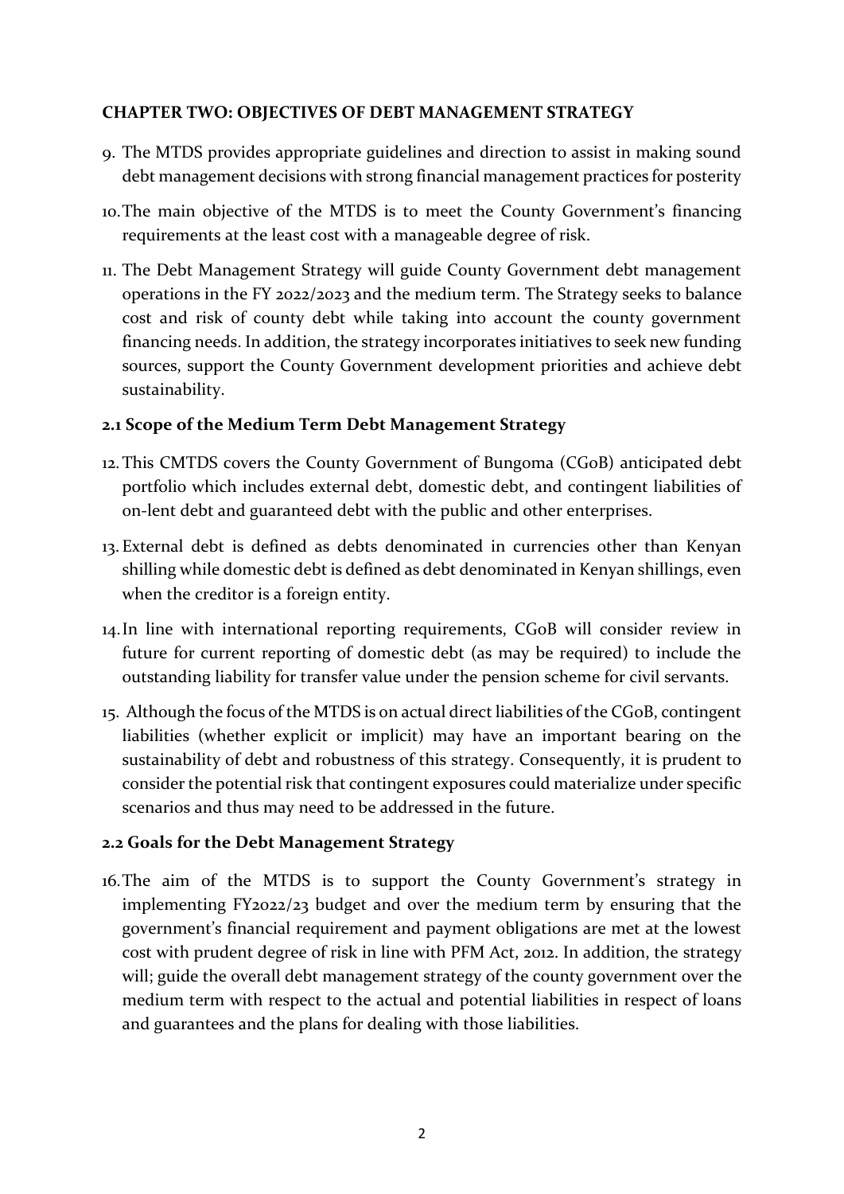## CHAPTER TWO: OBJECTIVES OF DEBT MANAGEMENT STRATEGY

9. The MTDS provides appropriate guidelines and direction to assist in making sound debt management decisions with strong financial management practices for posterity

10. The main objective of the MTDS is to meet the County Government's financing requirements at the least cost with a manageable degree of risk.

11. The Debt Management Strategy will guide County Government debt management operations in the FY 2022/2023 and the medium term. The Strategy seeks to balance cost and risk of county debt while taking into account the county government financing needs. In addition, the strategy incorporates initiatives to seek new funding sources, support the County Government development priorities and achieve debt sustainability.

### 2.1 Scope of the Medium Term Debt Management Strategy

12. This CMTDS covers the County Government of Bungoma (CGoB) anticipated debt portfolio which includes external debt, domestic debt, and contingent liabilities of on-lent debt and guaranteed debt with the public and other enterprises.

13. External debt is defined as debts denominated in currencies other than Kenyan shilling while domestic debt is defined as debt denominated in Kenyan shillings, even when the creditor is a foreign entity.

14. In line with international reporting requirements, CGoB will consider review in future for current reporting of domestic debt (as may be required) to include the outstanding liability for transfer value under the pension scheme for civil servants.

15. Although the focus of the MTDS is on actual direct liabilities of the CGoB, contingent liabilities (whether explicit or implicit) may have an important bearing on the sustainability of debt and robustness of this strategy. Consequently, it is prudent to consider the potential risk that contingent exposures could materialize under specific scenarios and thus may need to be addressed in the future.

### 2.2 Goals for the Debt Management Strategy

16. The aim of the MTDS is to support the County Government's strategy in implementing FY2022/23 budget and over the medium term by ensuring that the government's financial requirement and payment obligations are met at the lowest cost with prudent degree of risk in line with PFM Act, 2012. In addition, the strategy will; guide the overall debt management strategy of the county government over the medium term with respect to the actual and potential liabilities in respect of loans and guarantees and the plans for dealing with those liabilities.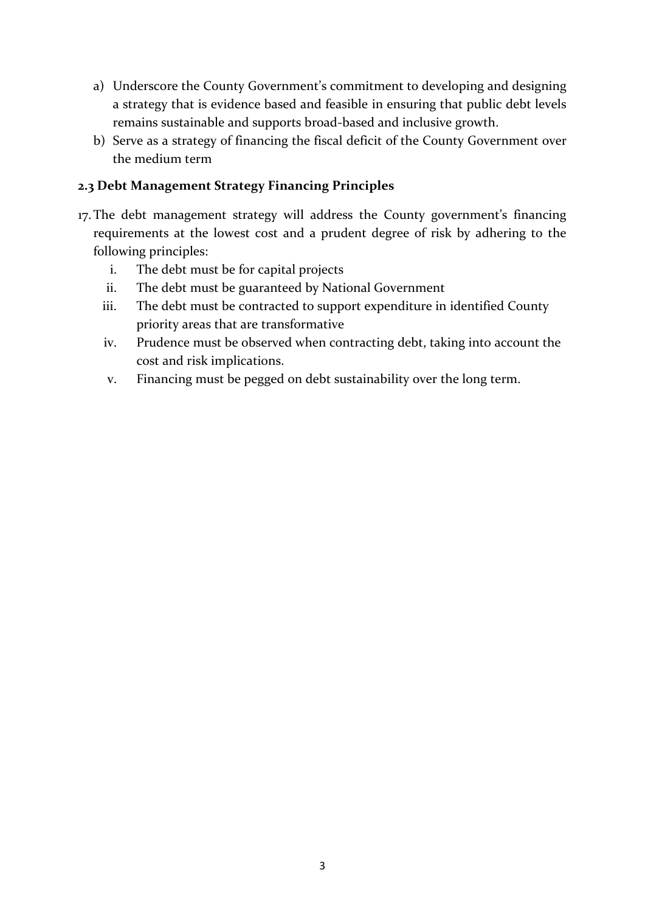a) Underscore the County Government's commitment to developing and designing a strategy that is evidence based and feasible in ensuring that public debt levels remains sustainable and supports broad-based and inclusive growth.
b) Serve as a strategy of financing the fiscal deficit of the County Government over the medium term

### 2.3 Debt Management Strategy Financing Principles

17. The debt management strategy will address the County government's financing requirements at the lowest cost and a prudent degree of risk by adhering to the following principles:
    i. The debt must be for capital projects
    ii. The debt must be guaranteed by National Government
    iii. The debt must be contracted to support expenditure in identified County priority areas that are transformative
    iv. Prudence must be observed when contracting debt, taking into account the cost and risk implications.
    v. Financing must be pegged on debt sustainability over the long term.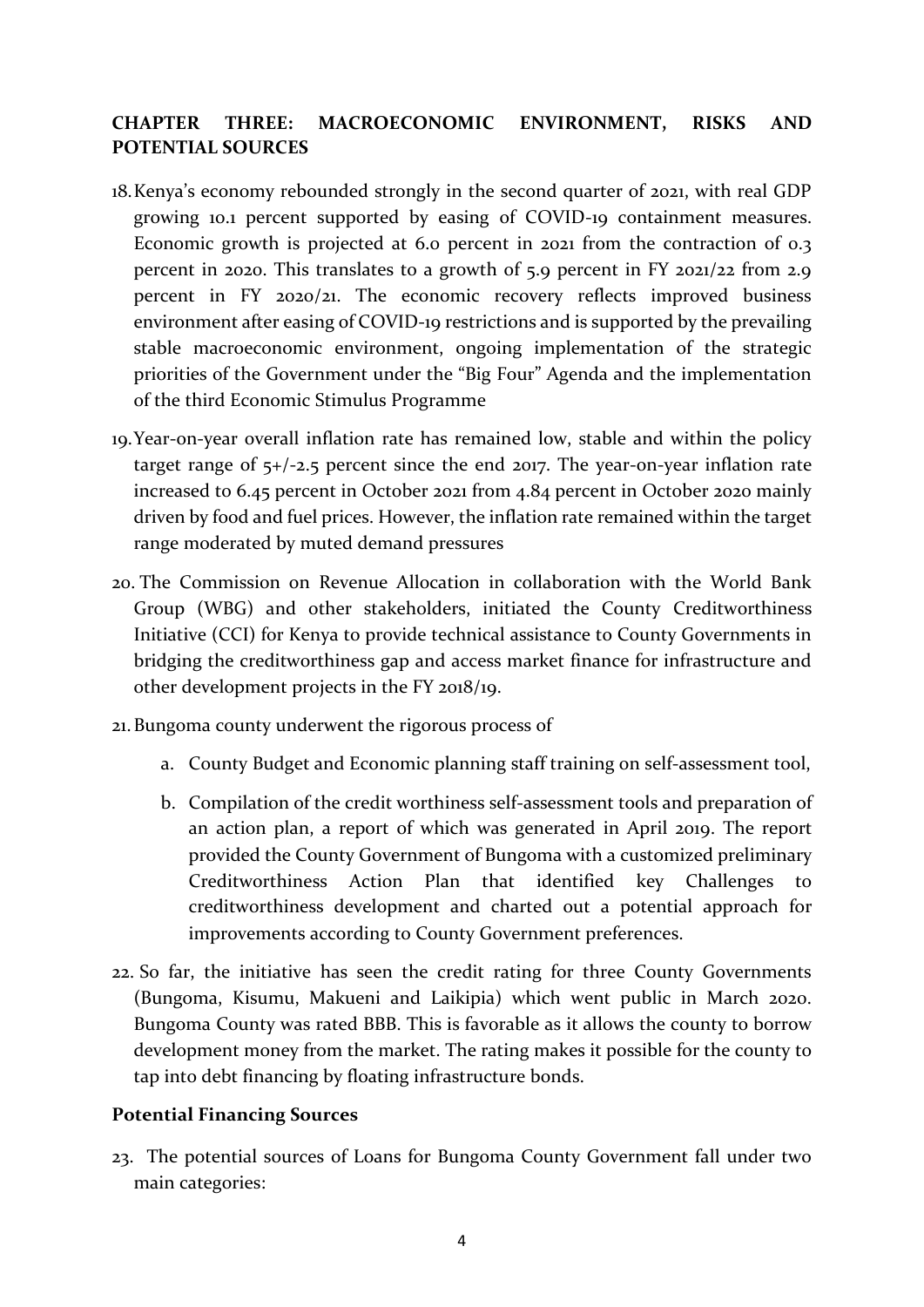**CHAPTER THREE: MACROECONOMIC ENVIRONMENT, RISKS AND POTENTIAL SOURCES**

18. Kenya's economy rebounded strongly in the second quarter of 2021, with real GDP growing 10.1 percent supported by easing of COVID-19 containment measures. Economic growth is projected at 6.0 percent in 2021 from the contraction of 0.3 percent in 2020. This translates to a growth of 5.9 percent in FY 2021/22 from 2.9 percent in FY 2020/21. The economic recovery reflects improved business environment after easing of COVID-19 restrictions and is supported by the prevailing stable macroeconomic environment, ongoing implementation of the strategic priorities of the Government under the "Big Four" Agenda and the implementation of the third Economic Stimulus Programme

19. Year-on-year overall inflation rate has remained low, stable and within the policy target range of 5+/-2.5 percent since the end 2017. The year-on-year inflation rate increased to 6.45 percent in October 2021 from 4.84 percent in October 2020 mainly driven by food and fuel prices. However, the inflation rate remained within the target range moderated by muted demand pressures

20. The Commission on Revenue Allocation in collaboration with the World Bank Group (WBG) and other stakeholders, initiated the County Creditworthiness Initiative (CCI) for Kenya to provide technical assistance to County Governments in bridging the creditworthiness gap and access market finance for infrastructure and other development projects in the FY 2018/19.

21. Bungoma county underwent the rigorous process of

    a. County Budget and Economic planning staff training on self-assessment tool,

    b. Compilation of the credit worthiness self-assessment tools and preparation of an action plan, a report of which was generated in April 2019. The report provided the County Government of Bungoma with a customized preliminary Creditworthiness Action Plan that identified key Challenges to creditworthiness development and charted out a potential approach for improvements according to County Government preferences.

22. So far, the initiative has seen the credit rating for three County Governments (Bungoma, Kisumu, Makueni and Laikipia) which went public in March 2020. Bungoma County was rated BBB. This is favorable as it allows the county to borrow development money from the market. The rating makes it possible for the county to tap into debt financing by floating infrastructure bonds.

**Potential Financing Sources**

23. The potential sources of Loans for Bungoma County Government fall under two main categories: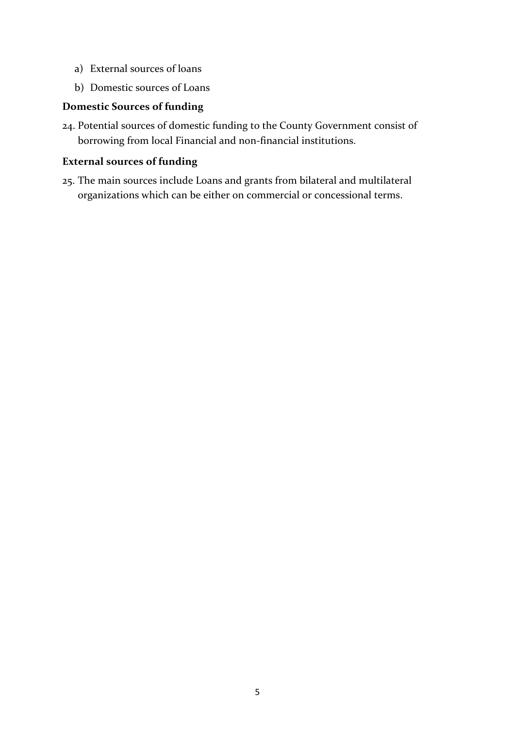a) External sources of loans
b) Domestic sources of Loans

**Domestic Sources of funding**

24. Potential sources of domestic funding to the County Government consist of borrowing from local Financial and non-financial institutions.

**External sources of funding**

25. The main sources include Loans and grants from bilateral and multilateral organizations which can be either on commercial or concessional terms.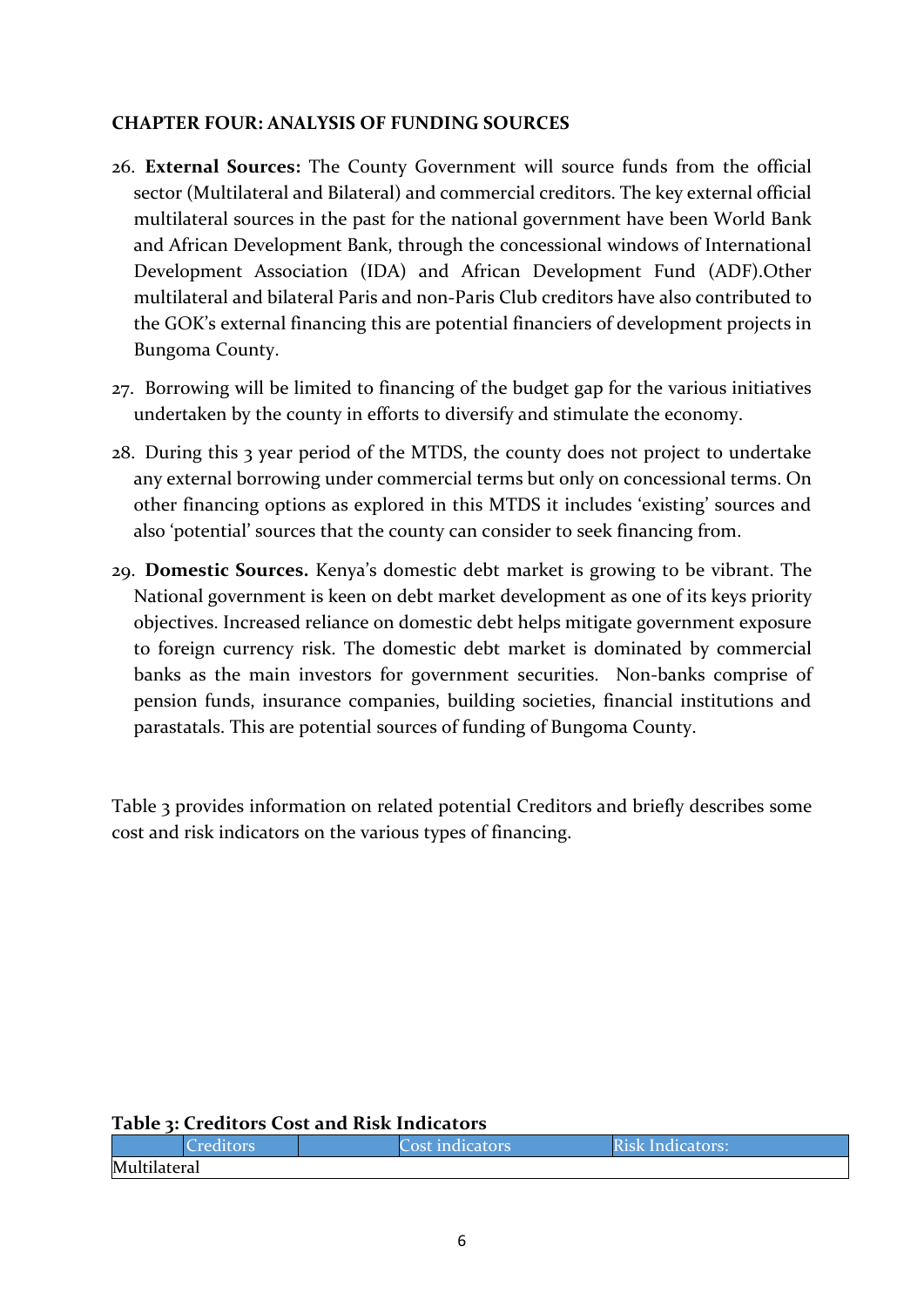**CHAPTER FOUR: ANALYSIS OF FUNDING SOURCES**

26. **External Sources:** The County Government will source funds from the official sector (Multilateral and Bilateral) and commercial creditors. The key external official multilateral sources in the past for the national government have been World Bank and African Development Bank, through the concessional windows of International Development Association (IDA) and African Development Fund (ADF).Other multilateral and bilateral Paris and non-Paris Club creditors have also contributed to the GOK's external financing this are potential financiers of development projects in Bungoma County.

27. Borrowing will be limited to financing of the budget gap for the various initiatives undertaken by the county in efforts to diversify and stimulate the economy.

28. During this 3 year period of the MTDS, the county does not project to undertake any external borrowing under commercial terms but only on concessional terms. On other financing options as explored in this MTDS it includes 'existing' sources and also 'potential' sources that the county can consider to seek financing from.

29. **Domestic Sources.** Kenya's domestic debt market is growing to be vibrant. The National government is keen on debt market development as one of its keys priority objectives. Increased reliance on domestic debt helps mitigate government exposure to foreign currency risk. The domestic debt market is dominated by commercial banks as the main investors for government securities. Non-banks comprise of pension funds, insurance companies, building societies, financial institutions and parastatals. This are potential sources of funding of Bungoma County.

Table 3 provides information on related potential Creditors and briefly describes some cost and risk indicators on the various types of financing.

**Table 3: Creditors Cost and Risk Indicators**

| Creditors | Cost indicators | Risk Indicators: |
| --- | --- | --- |
| Multilateral | | |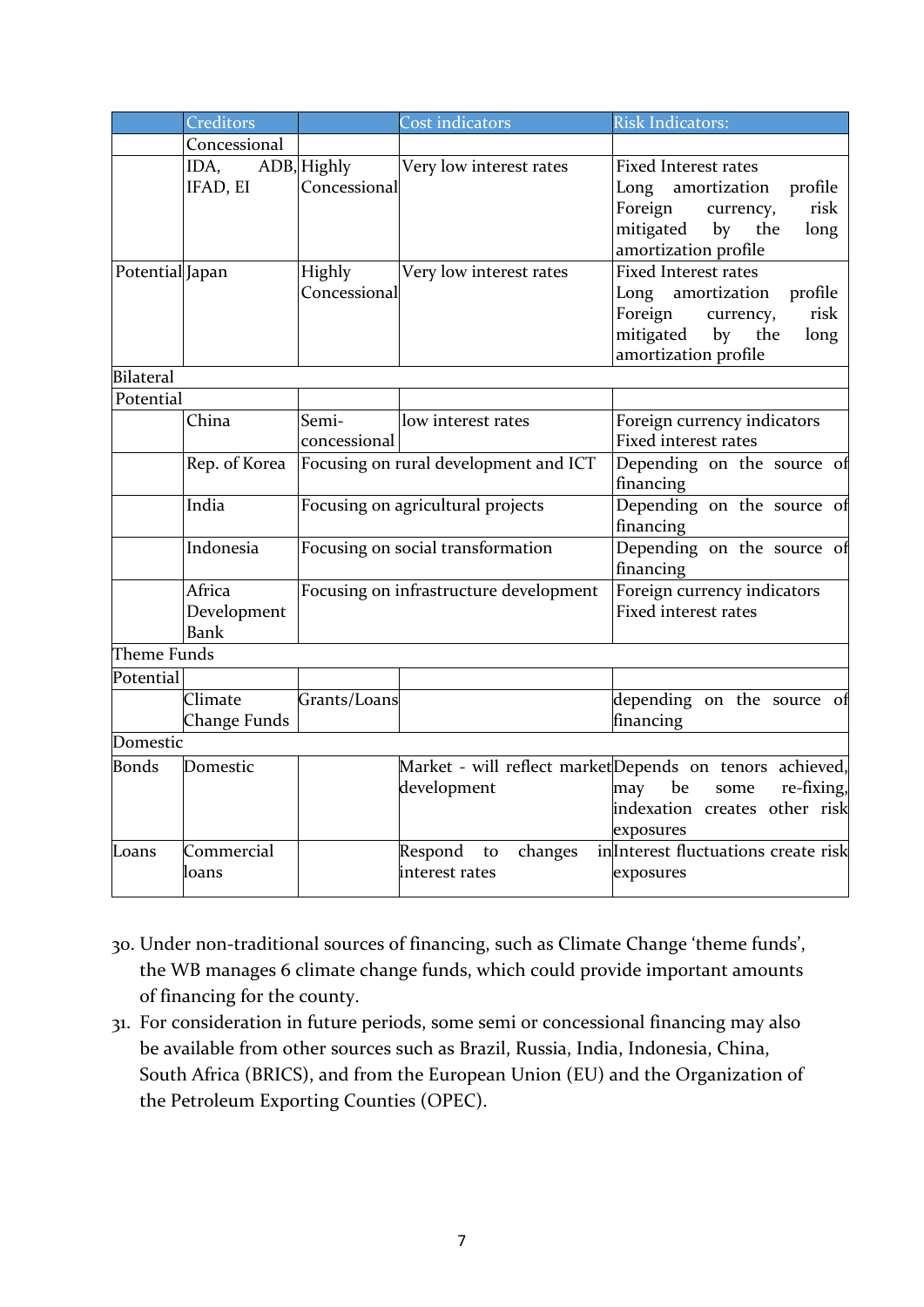|  | Creditors |  | Cost indicators | Risk Indicators: |
|---|---|---|---|---|
|  | Concessional |  |  |  |
|  | IDA, ADB, IFAD, EI | Highly Concessional | Very low interest rates | Fixed Interest rates Long amortization profile Foreign currency, risk mitigated by the long amortization profile |
| Potential | Japan | Highly Concessional | Very low interest rates | Fixed Interest rates Long amortization profile Foreign currency, risk mitigated by the long amortization profile |
| Bilateral |  |  |  |  |
| Potential |  |  |  |  |
|  | China | Semi-concessional | low interest rates | Foreign currency indicators Fixed interest rates |
|  | Rep. of Korea | Focusing on rural development and ICT |  | Depending on the source of financing |
|  | India | Focusing on agricultural projects |  | Depending on the source of financing |
|  | Indonesia | Focusing on social transformation |  | Depending on the source of financing |
|  | Africa Development Bank | Focusing on infrastructure development |  | Foreign currency indicators Fixed interest rates |
| Theme Funds |  |  |  |  |
| Potential |  |  |  |  |
|  | Climate Change Funds | Grants/Loans |  | depending on the source of financing |
| Domestic |  |  |  |  |
| Bonds | Domestic |  | Market - will reflect market development | Depends on tenors achieved, may be some re-fixing, indexation creates other risk exposures |
| Loans | Commercial loans |  | Respond to changes in interest rates | Interest fluctuations create risk exposures |

30. Under non-traditional sources of financing, such as Climate Change 'theme funds', the WB manages 6 climate change funds, which could provide important amounts of financing for the county.
31. For consideration in future periods, some semi or concessional financing may also be available from other sources such as Brazil, Russia, India, Indonesia, China, South Africa (BRICS), and from the European Union (EU) and the Organization of the Petroleum Exporting Counties (OPEC).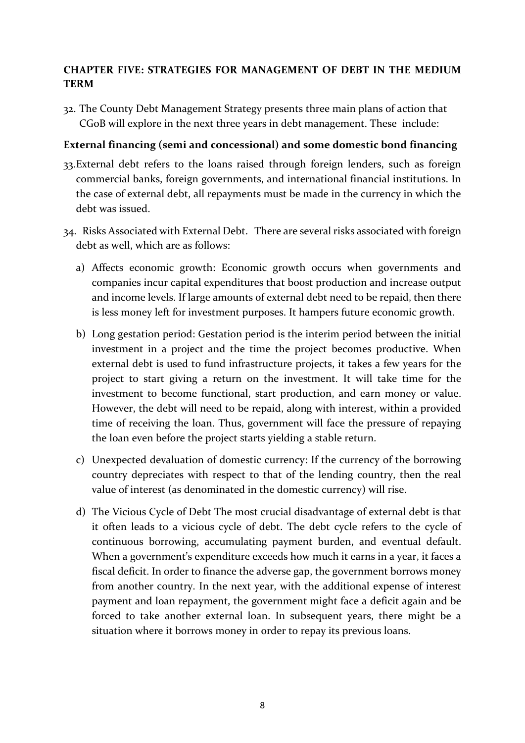## CHAPTER FIVE: STRATEGIES FOR MANAGEMENT OF DEBT IN THE MEDIUM TERM

32. The County Debt Management Strategy presents three main plans of action that CGoB will explore in the next three years in debt management. These include:

**External financing (semi and concessional) and some domestic bond financing**

33. External debt refers to the loans raised through foreign lenders, such as foreign commercial banks, foreign governments, and international financial institutions. In the case of external debt, all repayments must be made in the currency in which the debt was issued.

34. Risks Associated with External Debt. There are several risks associated with foreign debt as well, which are as follows:

   a) Affects economic growth: Economic growth occurs when governments and companies incur capital expenditures that boost production and increase output and income levels. If large amounts of external debt need to be repaid, then there is less money left for investment purposes. It hampers future economic growth.

   b) Long gestation period: Gestation period is the interim period between the initial investment in a project and the time the project becomes productive. When external debt is used to fund infrastructure projects, it takes a few years for the project to start giving a return on the investment. It will take time for the investment to become functional, start production, and earn money or value. However, the debt will need to be repaid, along with interest, within a provided time of receiving the loan. Thus, government will face the pressure of repaying the loan even before the project starts yielding a stable return.

   c) Unexpected devaluation of domestic currency: If the currency of the borrowing country depreciates with respect to that of the lending country, then the real value of interest (as denominated in the domestic currency) will rise.

   d) The Vicious Cycle of Debt The most crucial disadvantage of external debt is that it often leads to a vicious cycle of debt. The debt cycle refers to the cycle of continuous borrowing, accumulating payment burden, and eventual default. When a government's expenditure exceeds how much it earns in a year, it faces a fiscal deficit. In order to finance the adverse gap, the government borrows money from another country. In the next year, with the additional expense of interest payment and loan repayment, the government might face a deficit again and be forced to take another external loan. In subsequent years, there might be a situation where it borrows money in order to repay its previous loans.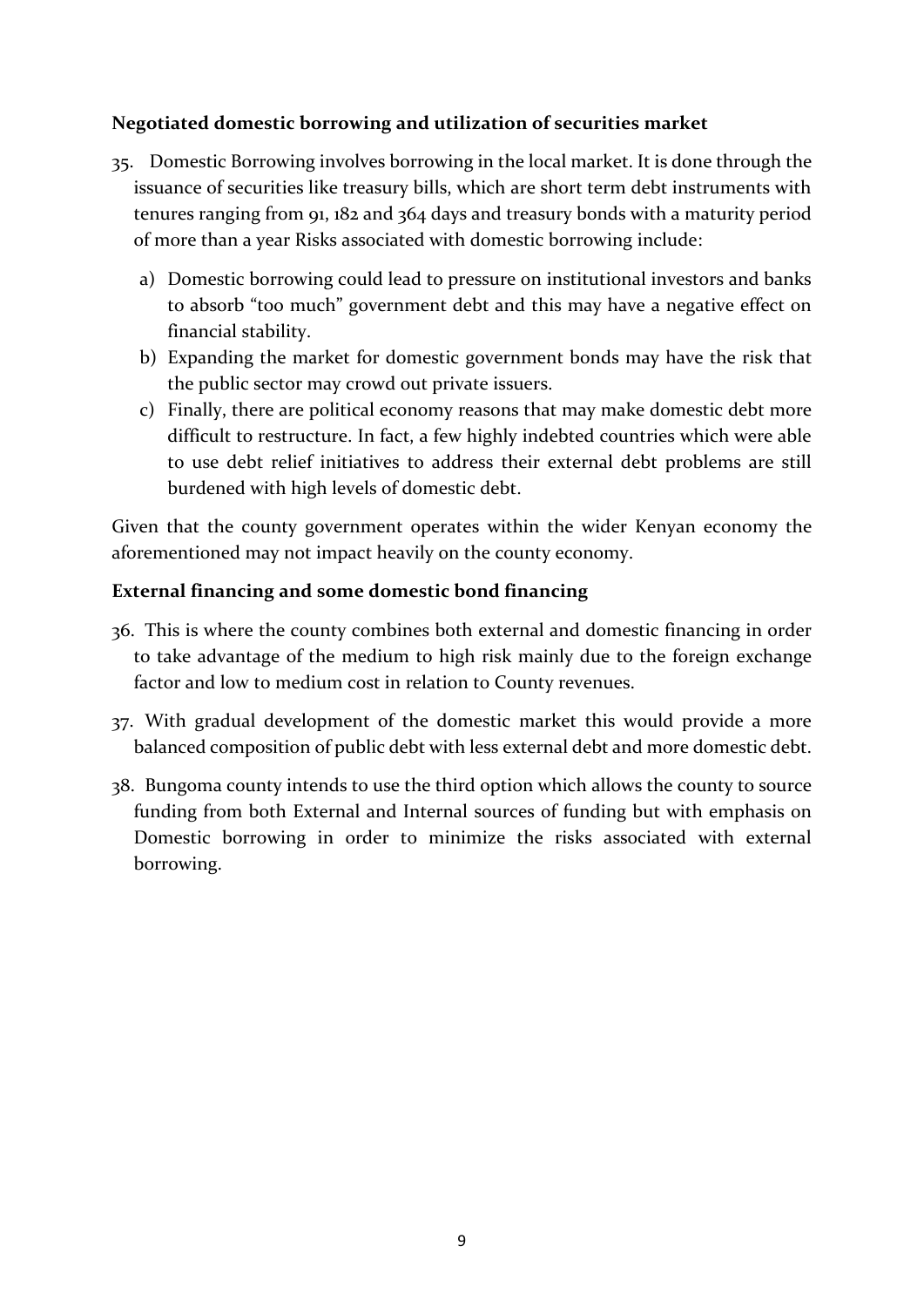**Negotiated domestic borrowing and utilization of securities market**

35. Domestic Borrowing involves borrowing in the local market. It is done through the issuance of securities like treasury bills, which are short term debt instruments with tenures ranging from 91, 182 and 364 days and treasury bonds with a maturity period of more than a year Risks associated with domestic borrowing include:

    a) Domestic borrowing could lead to pressure on institutional investors and banks to absorb "too much" government debt and this may have a negative effect on financial stability.
    b) Expanding the market for domestic government bonds may have the risk that the public sector may crowd out private issuers.
    c) Finally, there are political economy reasons that may make domestic debt more difficult to restructure. In fact, a few highly indebted countries which were able to use debt relief initiatives to address their external debt problems are still burdened with high levels of domestic debt.

Given that the county government operates within the wider Kenyan economy the aforementioned may not impact heavily on the county economy.

**External financing and some domestic bond financing**

36. This is where the county combines both external and domestic financing in order to take advantage of the medium to high risk mainly due to the foreign exchange factor and low to medium cost in relation to County revenues.

37. With gradual development of the domestic market this would provide a more balanced composition of public debt with less external debt and more domestic debt.

38. Bungoma county intends to use the third option which allows the county to source funding from both External and Internal sources of funding but with emphasis on Domestic borrowing in order to minimize the risks associated with external borrowing.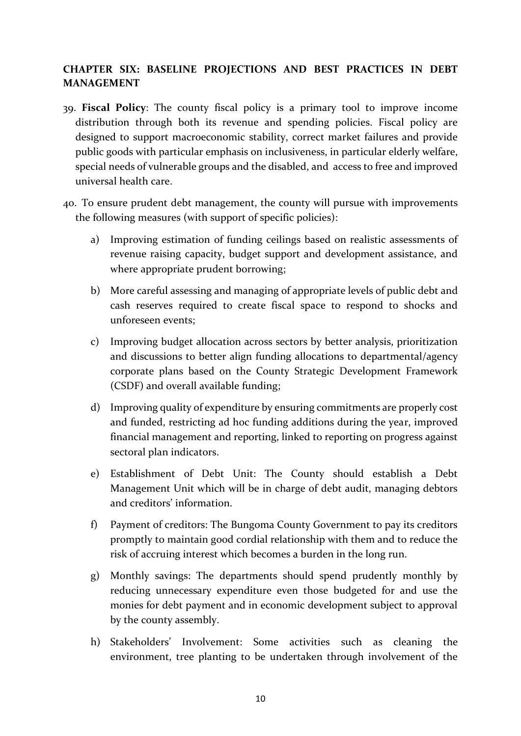## CHAPTER SIX: BASELINE PROJECTIONS AND BEST PRACTICES IN DEBT MANAGEMENT

39. **Fiscal Policy**: The county fiscal policy is a primary tool to improve income distribution through both its revenue and spending policies. Fiscal policy are designed to support macroeconomic stability, correct market failures and provide public goods with particular emphasis on inclusiveness, in particular elderly welfare, special needs of vulnerable groups and the disabled, and access to free and improved universal health care.

40. To ensure prudent debt management, the county will pursue with improvements the following measures (with support of specific policies):

    a) Improving estimation of funding ceilings based on realistic assessments of revenue raising capacity, budget support and development assistance, and where appropriate prudent borrowing;

    b) More careful assessing and managing of appropriate levels of public debt and cash reserves required to create fiscal space to respond to shocks and unforeseen events;

    c) Improving budget allocation across sectors by better analysis, prioritization and discussions to better align funding allocations to departmental/agency corporate plans based on the County Strategic Development Framework (CSDF) and overall available funding;

    d) Improving quality of expenditure by ensuring commitments are properly cost and funded, restricting ad hoc funding additions during the year, improved financial management and reporting, linked to reporting on progress against sectoral plan indicators.

    e) Establishment of Debt Unit: The County should establish a Debt Management Unit which will be in charge of debt audit, managing debtors and creditors' information.

    f) Payment of creditors: The Bungoma County Government to pay its creditors promptly to maintain good cordial relationship with them and to reduce the risk of accruing interest which becomes a burden in the long run.

    g) Monthly savings: The departments should spend prudently monthly by reducing unnecessary expenditure even those budgeted for and use the monies for debt payment and in economic development subject to approval by the county assembly.

    h) Stakeholders' Involvement: Some activities such as cleaning the environment, tree planting to be undertaken through involvement of the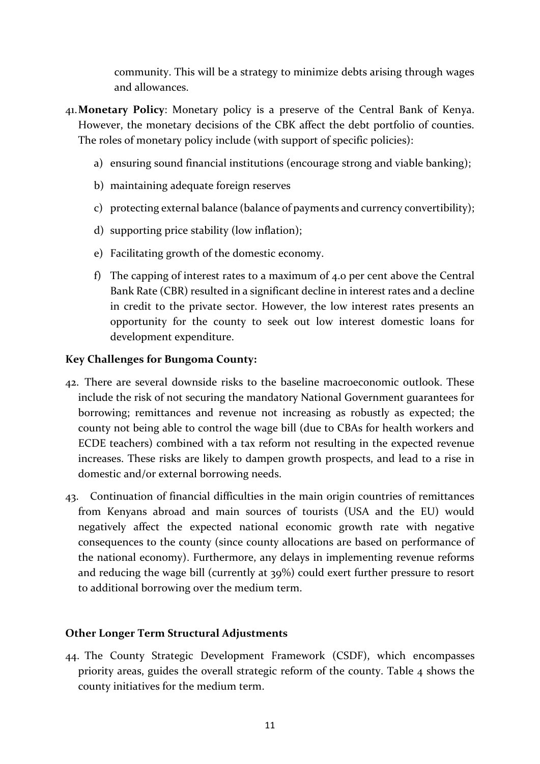community. This will be a strategy to minimize debts arising through wages and allowances.

41. **Monetary Policy**: Monetary policy is a preserve of the Central Bank of Kenya. However, the monetary decisions of the CBK affect the debt portfolio of counties. The roles of monetary policy include (with support of specific policies):

    a) ensuring sound financial institutions (encourage strong and viable banking);

    b) maintaining adequate foreign reserves

    c) protecting external balance (balance of payments and currency convertibility);

    d) supporting price stability (low inflation);

    e) Facilitating growth of the domestic economy.

    f) The capping of interest rates to a maximum of 4.0 per cent above the Central Bank Rate (CBR) resulted in a significant decline in interest rates and a decline in credit to the private sector. However, the low interest rates presents an opportunity for the county to seek out low interest domestic loans for development expenditure.

**Key Challenges for Bungoma County:**

42. There are several downside risks to the baseline macroeconomic outlook. These include the risk of not securing the mandatory National Government guarantees for borrowing; remittances and revenue not increasing as robustly as expected; the county not being able to control the wage bill (due to CBAs for health workers and ECDE teachers) combined with a tax reform not resulting in the expected revenue increases. These risks are likely to dampen growth prospects, and lead to a rise in domestic and/or external borrowing needs.

43. Continuation of financial difficulties in the main origin countries of remittances from Kenyans abroad and main sources of tourists (USA and the EU) would negatively affect the expected national economic growth rate with negative consequences to the county (since county allocations are based on performance of the national economy). Furthermore, any delays in implementing revenue reforms and reducing the wage bill (currently at 39%) could exert further pressure to resort to additional borrowing over the medium term.

**Other Longer Term Structural Adjustments**

44. The County Strategic Development Framework (CSDF), which encompasses priority areas, guides the overall strategic reform of the county. Table 4 shows the county initiatives for the medium term.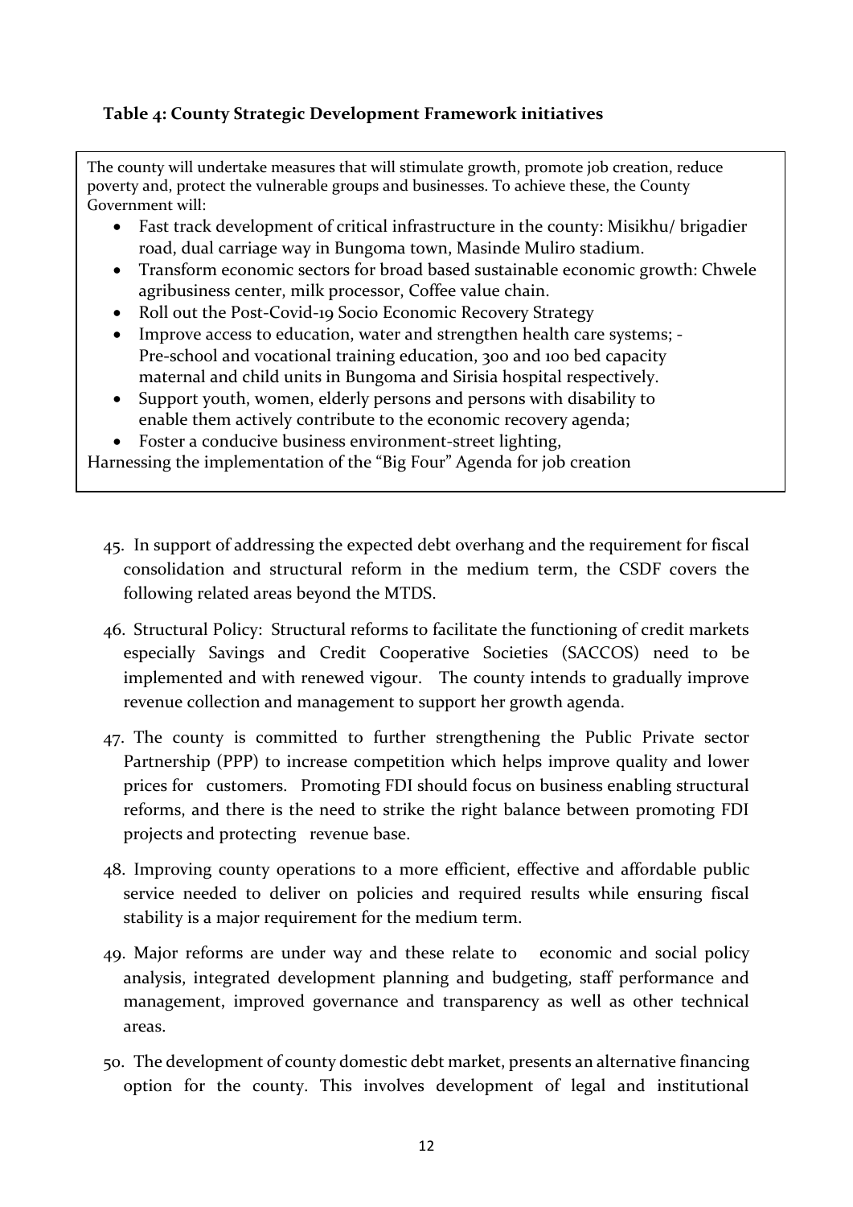**Table 4: County Strategic Development Framework initiatives**

The county will undertake measures that will stimulate growth, promote job creation, reduce poverty and, protect the vulnerable groups and businesses. To achieve these, the County Government will:

- Fast track development of critical infrastructure in the county: Misikhu/ brigadier road, dual carriage way in Bungoma town, Masinde Muliro stadium.
- Transform economic sectors for broad based sustainable economic growth: Chwele agribusiness center, milk processor, Coffee value chain.
- Roll out the Post-Covid-19 Socio Economic Recovery Strategy
- Improve access to education, water and strengthen health care systems; - Pre-school and vocational training education, 300 and 100 bed capacity maternal and child units in Bungoma and Sirisia hospital respectively.
- Support youth, women, elderly persons and persons with disability to enable them actively contribute to the economic recovery agenda;
- Foster a conducive business environment-street lighting,

Harnessing the implementation of the "Big Four" Agenda for job creation

45. In support of addressing the expected debt overhang and the requirement for fiscal consolidation and structural reform in the medium term, the CSDF covers the following related areas beyond the MTDS.

46. Structural Policy: Structural reforms to facilitate the functioning of credit markets especially Savings and Credit Cooperative Societies (SACCOS) need to be implemented and with renewed vigour. The county intends to gradually improve revenue collection and management to support her growth agenda.

47. The county is committed to further strengthening the Public Private sector Partnership (PPP) to increase competition which helps improve quality and lower prices for customers. Promoting FDI should focus on business enabling structural reforms, and there is the need to strike the right balance between promoting FDI projects and protecting revenue base.

48. Improving county operations to a more efficient, effective and affordable public service needed to deliver on policies and required results while ensuring fiscal stability is a major requirement for the medium term.

49. Major reforms are under way and these relate to economic and social policy analysis, integrated development planning and budgeting, staff performance and management, improved governance and transparency as well as other technical areas.

50. The development of county domestic debt market, presents an alternative financing option for the county. This involves development of legal and institutional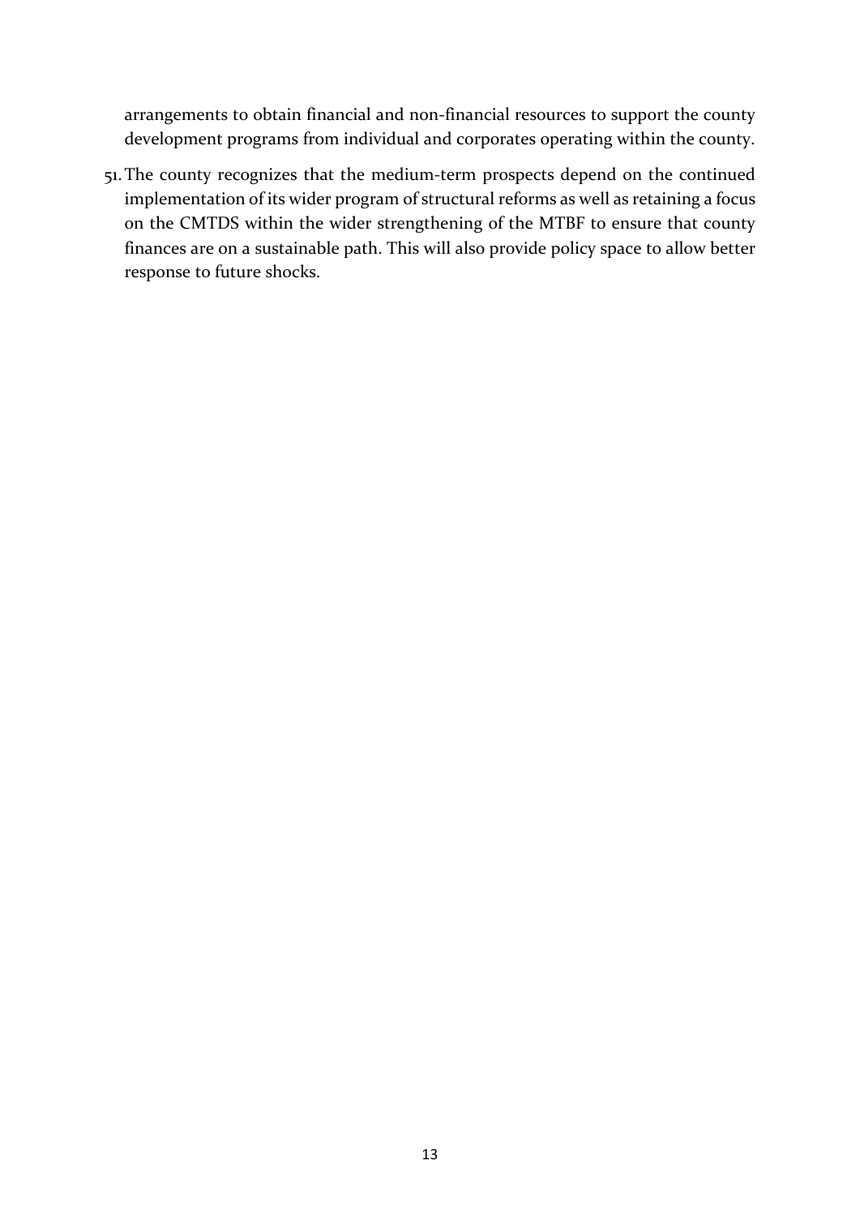arrangements to obtain financial and non-financial resources to support the county development programs from individual and corporates operating within the county.

51. The county recognizes that the medium-term prospects depend on the continued implementation of its wider program of structural reforms as well as retaining a focus on the CMTDS within the wider strengthening of the MTBF to ensure that county finances are on a sustainable path. This will also provide policy space to allow better response to future shocks.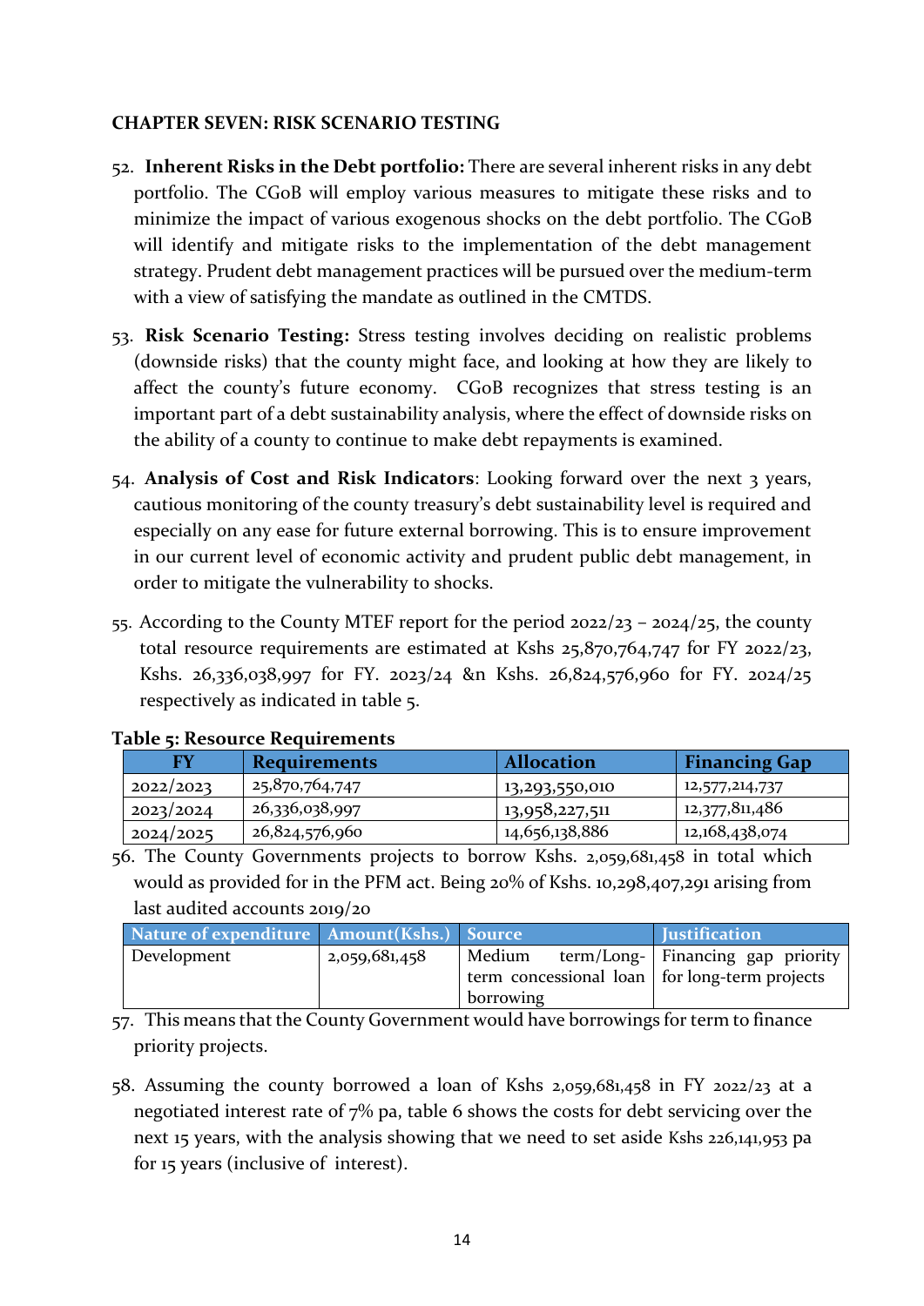**CHAPTER SEVEN: RISK SCENARIO TESTING**

52. **Inherent Risks in the Debt portfolio:** There are several inherent risks in any debt portfolio. The CGoB will employ various measures to mitigate these risks and to minimize the impact of various exogenous shocks on the debt portfolio. The CGoB will identify and mitigate risks to the implementation of the debt management strategy. Prudent debt management practices will be pursued over the medium-term with a view of satisfying the mandate as outlined in the CMTDS.

53. **Risk Scenario Testing:** Stress testing involves deciding on realistic problems (downside risks) that the county might face, and looking at how they are likely to affect the county's future economy. CGoB recognizes that stress testing is an important part of a debt sustainability analysis, where the effect of downside risks on the ability of a county to continue to make debt repayments is examined.

54. **Analysis of Cost and Risk Indicators**: Looking forward over the next 3 years, cautious monitoring of the county treasury's debt sustainability level is required and especially on any ease for future external borrowing. This is to ensure improvement in our current level of economic activity and prudent public debt management, in order to mitigate the vulnerability to shocks.

55. According to the County MTEF report for the period 2022/23 – 2024/25, the county total resource requirements are estimated at Kshs 25,870,764,747 for FY 2022/23, Kshs. 26,336,038,997 for FY. 2023/24 &n Kshs. 26,824,576,960 for FY. 2024/25 respectively as indicated in table 5.

**Table 5: Resource Requirements**

| FY | Requirements | Allocation | Financing Gap |
|---|---|---|---|
| 2022/2023 | 25,870,764,747 | 13,293,550,010 | 12,577,214,737 |
| 2023/2024 | 26,336,038,997 | 13,958,227,511 | 12,377,811,486 |
| 2024/2025 | 26,824,576,960 | 14,656,138,886 | 12,168,438,074 |

56. The County Governments projects to borrow Kshs. 2,059,681,458 in total which would as provided for in the PFM act. Being 20% of Kshs. 10,298,407,291 arising from last audited accounts 2019/20

| Nature of expenditure | Amount(Kshs.) | Source | Justification |
|---|---|---|---|
| Development | 2,059,681,458 | Medium term/Long-term concessional loan borrowing | Financing gap priority for long-term projects |

57. This means that the County Government would have borrowings for term to finance priority projects.

58. Assuming the county borrowed a loan of Kshs 2,059,681,458 in FY 2022/23 at a negotiated interest rate of 7% pa, table 6 shows the costs for debt servicing over the next 15 years, with the analysis showing that we need to set aside Kshs 226,141,953 pa for 15 years (inclusive of interest).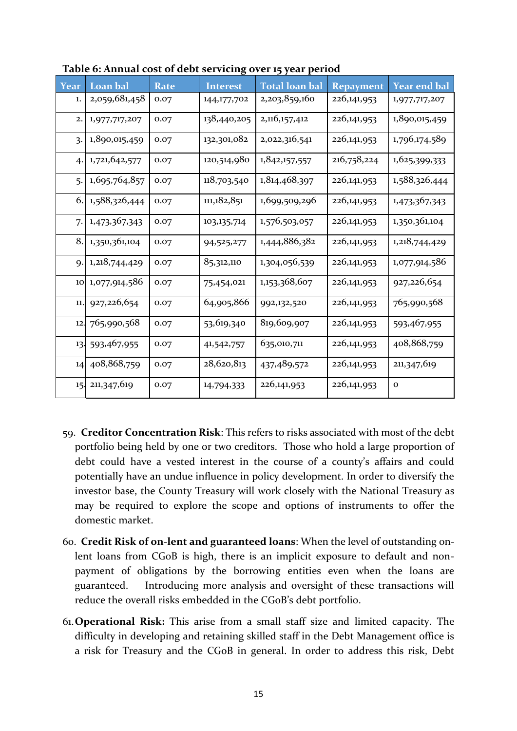**Table 6: Annual cost of debt servicing over 15 year period**

| Year | Loan bal | Rate | Interest | Total loan bal | Repayment | Year end bal |
|---|---|---|---|---|---|---|
| 1. | 2,059,681,458 | 0.07 | 144,177,702 | 2,203,859,160 | 226,141,953 | 1,977,717,207 |
| 2. | 1,977,717,207 | 0.07 | 138,440,205 | 2,116,157,412 | 226,141,953 | 1,890,015,459 |
| 3. | 1,890,015,459 | 0.07 | 132,301,082 | 2,022,316,541 | 226,141,953 | 1,796,174,589 |
| 4. | 1,721,642,577 | 0.07 | 120,514,980 | 1,842,157,557 | 216,758,224 | 1,625,399,333 |
| 5. | 1,695,764,857 | 0.07 | 118,703,540 | 1,814,468,397 | 226,141,953 | 1,588,326,444 |
| 6. | 1,588,326,444 | 0.07 | 111,182,851 | 1,699,509,296 | 226,141,953 | 1,473,367,343 |
| 7. | 1,473,367,343 | 0.07 | 103,135,714 | 1,576,503,057 | 226,141,953 | 1,350,361,104 |
| 8. | 1,350,361,104 | 0.07 | 94,525,277 | 1,444,886,382 | 226,141,953 | 1,218,744,429 |
| 9. | 1,218,744,429 | 0.07 | 85,312,110 | 1,304,056,539 | 226,141,953 | 1,077,914,586 |
| 10. | 1,077,914,586 | 0.07 | 75,454,021 | 1,153,368,607 | 226,141,953 | 927,226,654 |
| 11. | 927,226,654 | 0.07 | 64,905,866 | 992,132,520 | 226,141,953 | 765,990,568 |
| 12. | 765,990,568 | 0.07 | 53,619,340 | 819,609,907 | 226,141,953 | 593,467,955 |
| 13. | 593,467,955 | 0.07 | 41,542,757 | 635,010,711 | 226,141,953 | 408,868,759 |
| 14. | 408,868,759 | 0.07 | 28,620,813 | 437,489,572 | 226,141,953 | 211,347,619 |
| 15. | 211,347,619 | 0.07 | 14,794,333 | 226,141,953 | 226,141,953 | 0 |

59. **Creditor Concentration Risk**: This refers to risks associated with most of the debt portfolio being held by one or two creditors. Those who hold a large proportion of debt could have a vested interest in the course of a county's affairs and could potentially have an undue influence in policy development. In order to diversify the investor base, the County Treasury will work closely with the National Treasury as may be required to explore the scope and options of instruments to offer the domestic market.

60. **Credit Risk of on-lent and guaranteed loans**: When the level of outstanding on-lent loans from CGoB is high, there is an implicit exposure to default and non-payment of obligations by the borrowing entities even when the loans are guaranteed. Introducing more analysis and oversight of these transactions will reduce the overall risks embedded in the CGoB's debt portfolio.

61. **Operational Risk:** This arise from a small staff size and limited capacity. The difficulty in developing and retaining skilled staff in the Debt Management office is a risk for Treasury and the CGoB in general. In order to address this risk, Debt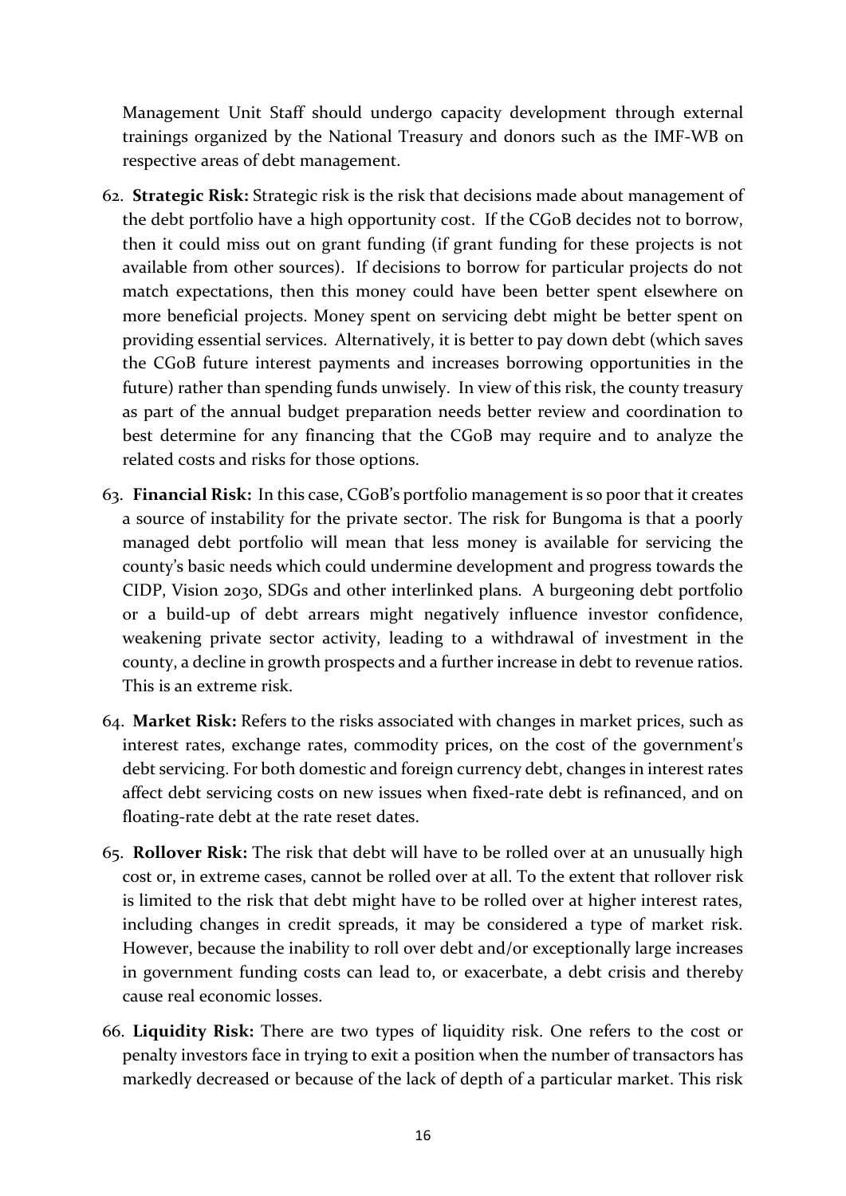Management Unit Staff should undergo capacity development through external trainings organized by the National Treasury and donors such as the IMF-WB on respective areas of debt management.

62. **Strategic Risk:** Strategic risk is the risk that decisions made about management of the debt portfolio have a high opportunity cost. If the CGoB decides not to borrow, then it could miss out on grant funding (if grant funding for these projects is not available from other sources). If decisions to borrow for particular projects do not match expectations, then this money could have been better spent elsewhere on more beneficial projects. Money spent on servicing debt might be better spent on providing essential services. Alternatively, it is better to pay down debt (which saves the CGoB future interest payments and increases borrowing opportunities in the future) rather than spending funds unwisely. In view of this risk, the county treasury as part of the annual budget preparation needs better review and coordination to best determine for any financing that the CGoB may require and to analyze the related costs and risks for those options.

63. **Financial Risk:** In this case, CGoB's portfolio management is so poor that it creates a source of instability for the private sector. The risk for Bungoma is that a poorly managed debt portfolio will mean that less money is available for servicing the county's basic needs which could undermine development and progress towards the CIDP, Vision 2030, SDGs and other interlinked plans. A burgeoning debt portfolio or a build-up of debt arrears might negatively influence investor confidence, weakening private sector activity, leading to a withdrawal of investment in the county, a decline in growth prospects and a further increase in debt to revenue ratios. This is an extreme risk.

64. **Market Risk:** Refers to the risks associated with changes in market prices, such as interest rates, exchange rates, commodity prices, on the cost of the government's debt servicing. For both domestic and foreign currency debt, changes in interest rates affect debt servicing costs on new issues when fixed-rate debt is refinanced, and on floating-rate debt at the rate reset dates.

65. **Rollover Risk:** The risk that debt will have to be rolled over at an unusually high cost or, in extreme cases, cannot be rolled over at all. To the extent that rollover risk is limited to the risk that debt might have to be rolled over at higher interest rates, including changes in credit spreads, it may be considered a type of market risk. However, because the inability to roll over debt and/or exceptionally large increases in government funding costs can lead to, or exacerbate, a debt crisis and thereby cause real economic losses.

66. **Liquidity Risk:** There are two types of liquidity risk. One refers to the cost or penalty investors face in trying to exit a position when the number of transactors has markedly decreased or because of the lack of depth of a particular market. This risk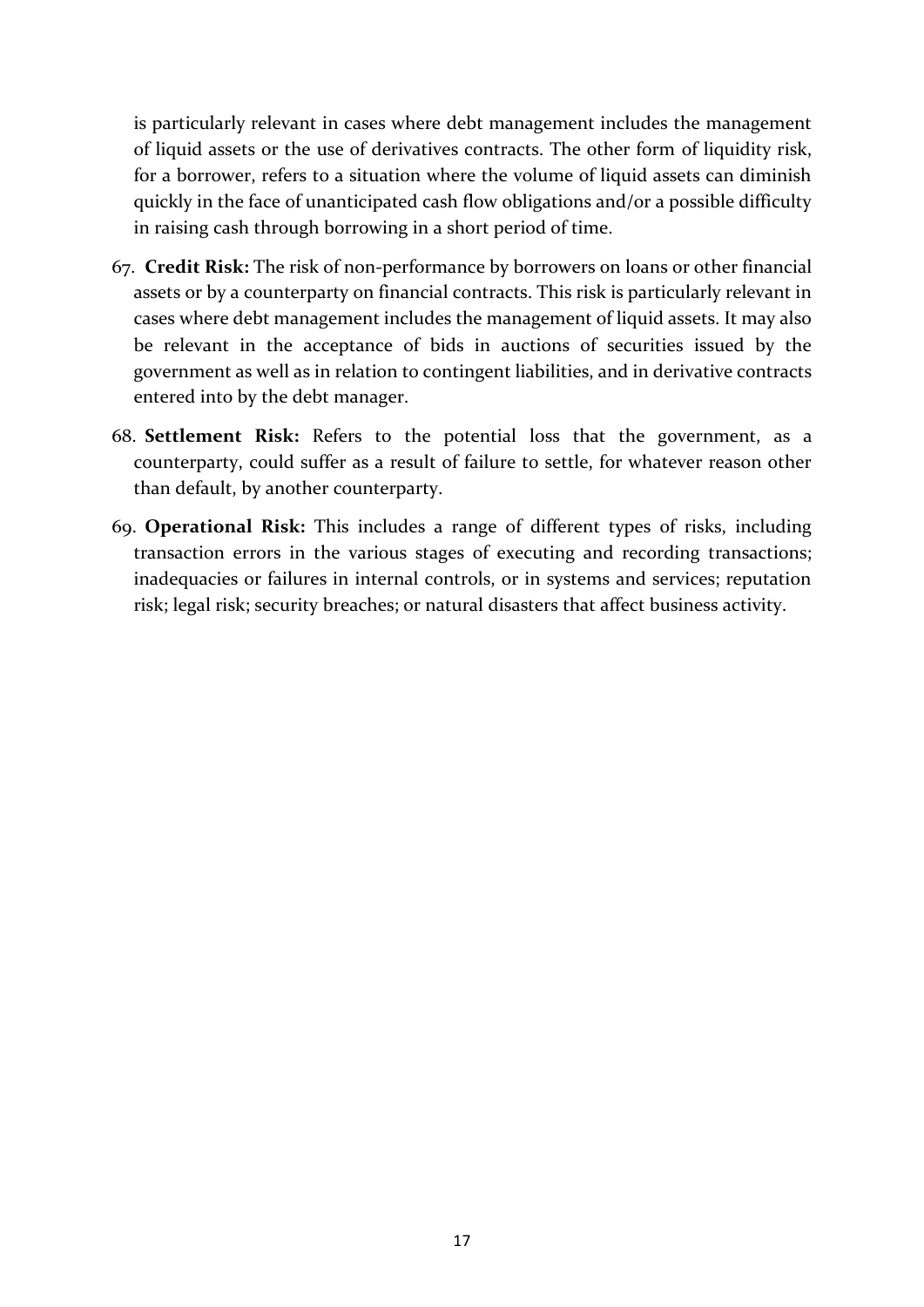is particularly relevant in cases where debt management includes the management of liquid assets or the use of derivatives contracts. The other form of liquidity risk, for a borrower, refers to a situation where the volume of liquid assets can diminish quickly in the face of unanticipated cash flow obligations and/or a possible difficulty in raising cash through borrowing in a short period of time.

67. **Credit Risk:** The risk of non-performance by borrowers on loans or other financial assets or by a counterparty on financial contracts. This risk is particularly relevant in cases where debt management includes the management of liquid assets. It may also be relevant in the acceptance of bids in auctions of securities issued by the government as well as in relation to contingent liabilities, and in derivative contracts entered into by the debt manager.

68. **Settlement Risk:** Refers to the potential loss that the government, as a counterparty, could suffer as a result of failure to settle, for whatever reason other than default, by another counterparty.

69. **Operational Risk:** This includes a range of different types of risks, including transaction errors in the various stages of executing and recording transactions; inadequacies or failures in internal controls, or in systems and services; reputation risk; legal risk; security breaches; or natural disasters that affect business activity.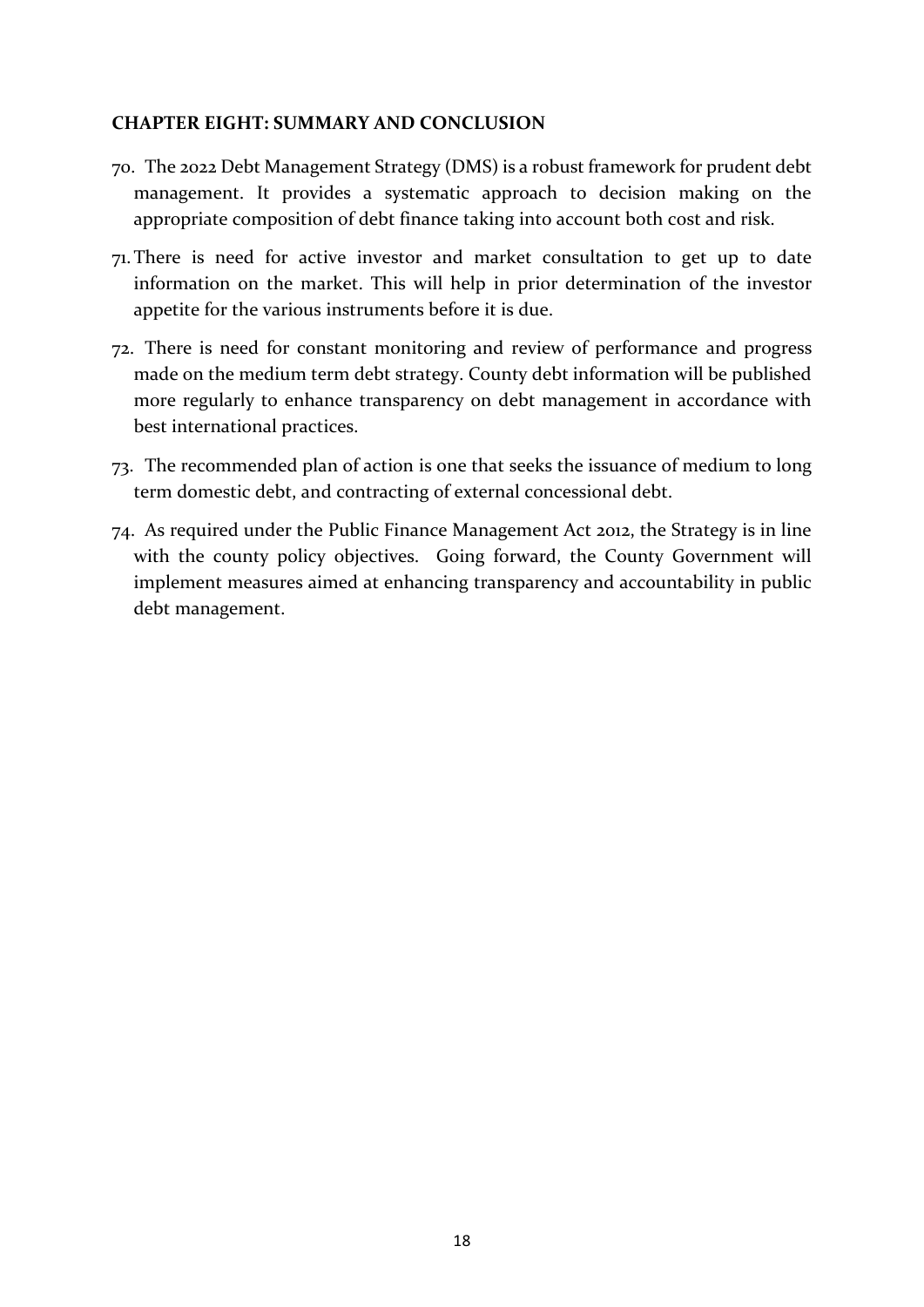## CHAPTER EIGHT: SUMMARY AND CONCLUSION

70. The 2022 Debt Management Strategy (DMS) is a robust framework for prudent debt management. It provides a systematic approach to decision making on the appropriate composition of debt finance taking into account both cost and risk.
71. There is need for active investor and market consultation to get up to date information on the market. This will help in prior determination of the investor appetite for the various instruments before it is due.
72. There is need for constant monitoring and review of performance and progress made on the medium term debt strategy. County debt information will be published more regularly to enhance transparency on debt management in accordance with best international practices.
73. The recommended plan of action is one that seeks the issuance of medium to long term domestic debt, and contracting of external concessional debt.
74. As required under the Public Finance Management Act 2012, the Strategy is in line with the county policy objectives. Going forward, the County Government will implement measures aimed at enhancing transparency and accountability in public debt management.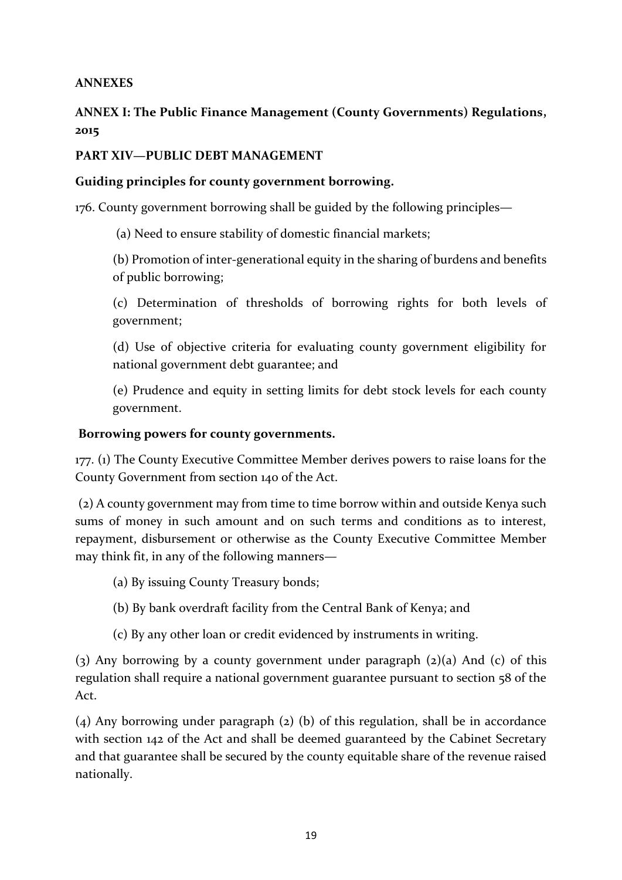**ANNEXES**

**ANNEX I: The Public Finance Management (County Governments) Regulations, 2015**

**PART XIV—PUBLIC DEBT MANAGEMENT**

**Guiding principles for county government borrowing.**

176. County government borrowing shall be guided by the following principles—

(a) Need to ensure stability of domestic financial markets;

(b) Promotion of inter-generational equity in the sharing of burdens and benefits of public borrowing;

(c) Determination of thresholds of borrowing rights for both levels of government;

(d) Use of objective criteria for evaluating county government eligibility for national government debt guarantee; and

(e) Prudence and equity in setting limits for debt stock levels for each county government.

**Borrowing powers for county governments.**

177. (1) The County Executive Committee Member derives powers to raise loans for the County Government from section 140 of the Act.

(2) A county government may from time to time borrow within and outside Kenya such sums of money in such amount and on such terms and conditions as to interest, repayment, disbursement or otherwise as the County Executive Committee Member may think fit, in any of the following manners—

(a) By issuing County Treasury bonds;

(b) By bank overdraft facility from the Central Bank of Kenya; and

(c) By any other loan or credit evidenced by instruments in writing.

(3) Any borrowing by a county government under paragraph (2)(a) And (c) of this regulation shall require a national government guarantee pursuant to section 58 of the Act.

(4) Any borrowing under paragraph (2) (b) of this regulation, shall be in accordance with section 142 of the Act and shall be deemed guaranteed by the Cabinet Secretary and that guarantee shall be secured by the county equitable share of the revenue raised nationally.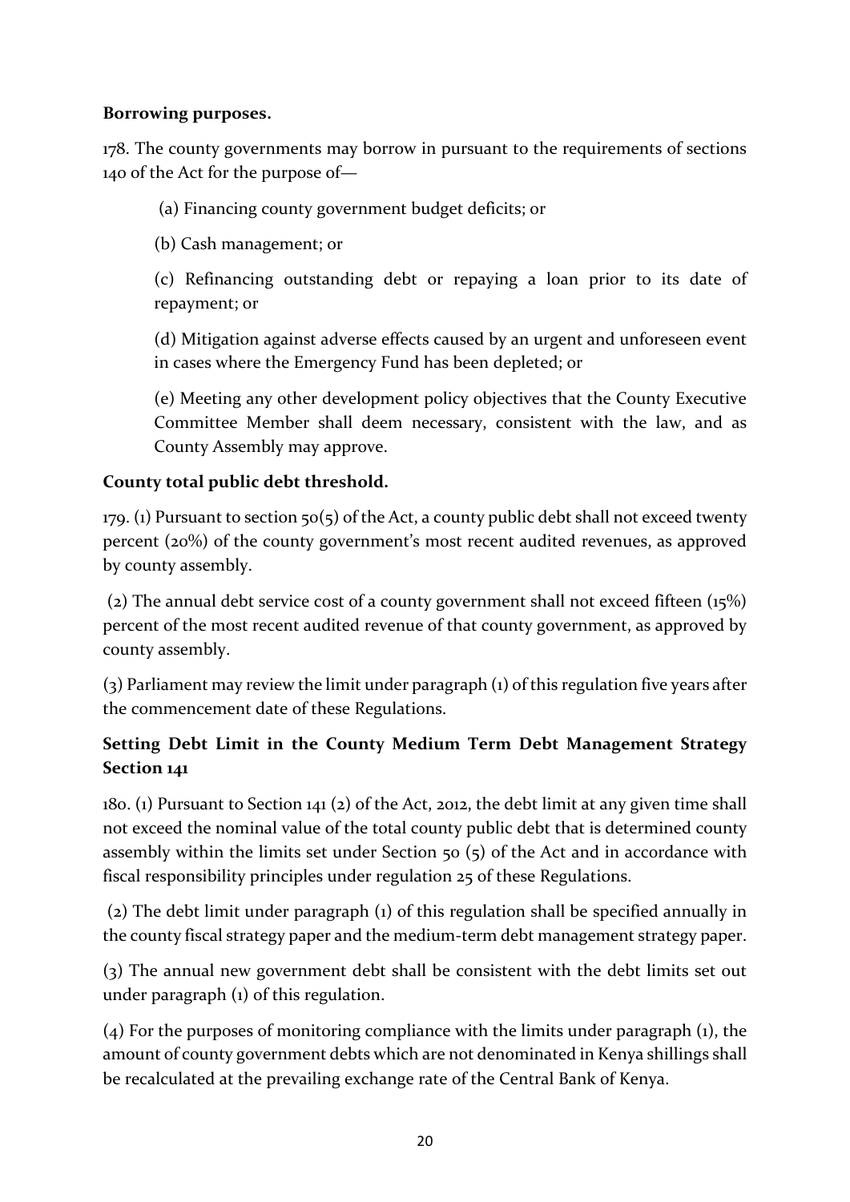**Borrowing purposes.**

178. The county governments may borrow in pursuant to the requirements of sections 140 of the Act for the purpose of—

(a) Financing county government budget deficits; or

(b) Cash management; or

(c) Refinancing outstanding debt or repaying a loan prior to its date of repayment; or

(d) Mitigation against adverse effects caused by an urgent and unforeseen event in cases where the Emergency Fund has been depleted; or

(e) Meeting any other development policy objectives that the County Executive Committee Member shall deem necessary, consistent with the law, and as County Assembly may approve.

**County total public debt threshold.**

179. (1) Pursuant to section 50(5) of the Act, a county public debt shall not exceed twenty percent (20%) of the county government's most recent audited revenues, as approved by county assembly.

(2) The annual debt service cost of a county government shall not exceed fifteen (15%) percent of the most recent audited revenue of that county government, as approved by county assembly.

(3) Parliament may review the limit under paragraph (1) of this regulation five years after the commencement date of these Regulations.

**Setting Debt Limit in the County Medium Term Debt Management Strategy Section 141**

180. (1) Pursuant to Section 141 (2) of the Act, 2012, the debt limit at any given time shall not exceed the nominal value of the total county public debt that is determined county assembly within the limits set under Section 50 (5) of the Act and in accordance with fiscal responsibility principles under regulation 25 of these Regulations.

(2) The debt limit under paragraph (1) of this regulation shall be specified annually in the county fiscal strategy paper and the medium-term debt management strategy paper.

(3) The annual new government debt shall be consistent with the debt limits set out under paragraph (1) of this regulation.

(4) For the purposes of monitoring compliance with the limits under paragraph (1), the amount of county government debts which are not denominated in Kenya shillings shall be recalculated at the prevailing exchange rate of the Central Bank of Kenya.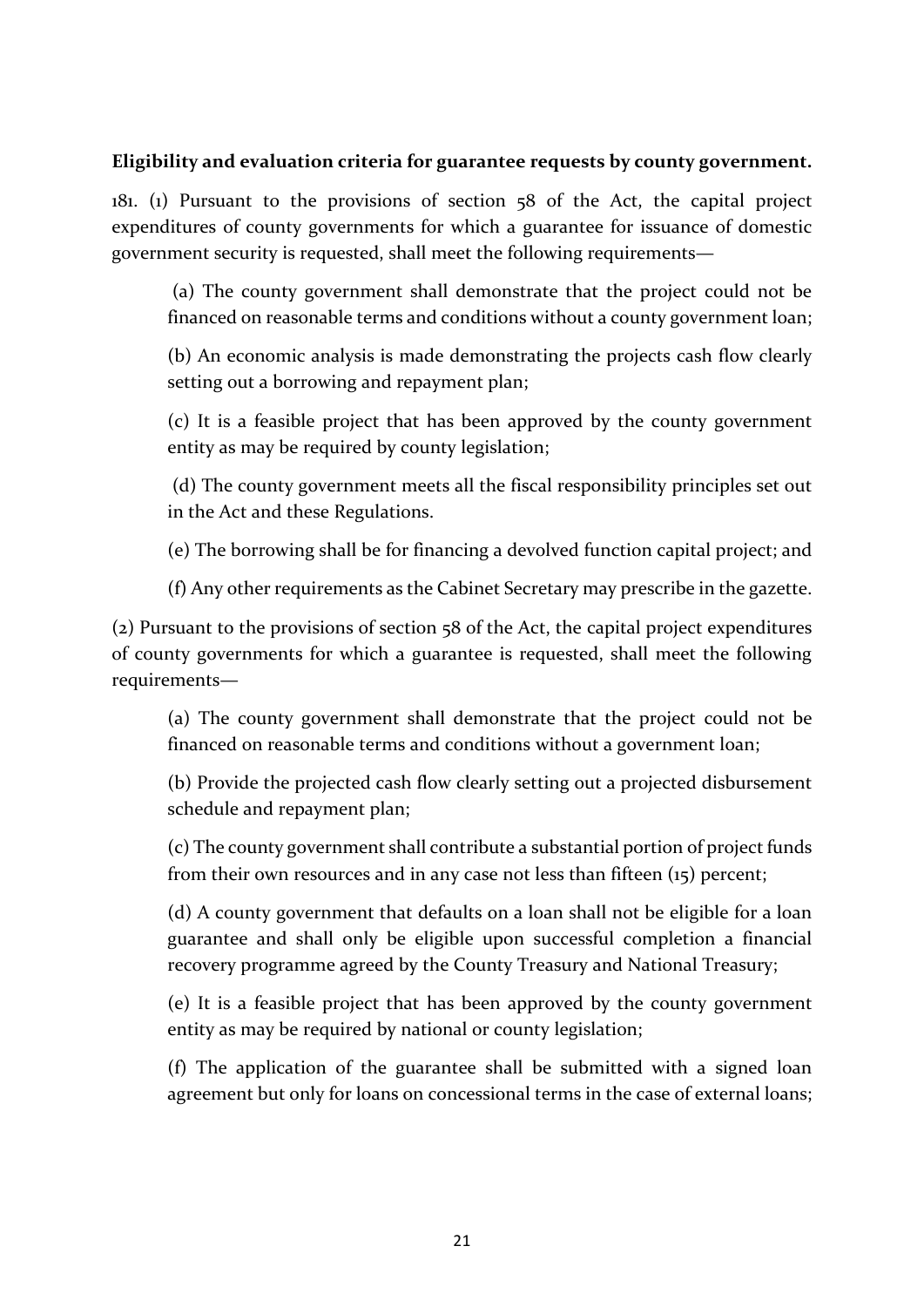**Eligibility and evaluation criteria for guarantee requests by county government.**

181. (1) Pursuant to the provisions of section 58 of the Act, the capital project expenditures of county governments for which a guarantee for issuance of domestic government security is requested, shall meet the following requirements—

(a) The county government shall demonstrate that the project could not be financed on reasonable terms and conditions without a county government loan;

(b) An economic analysis is made demonstrating the projects cash flow clearly setting out a borrowing and repayment plan;

(c) It is a feasible project that has been approved by the county government entity as may be required by county legislation;

(d) The county government meets all the fiscal responsibility principles set out in the Act and these Regulations.

(e) The borrowing shall be for financing a devolved function capital project; and

(f) Any other requirements as the Cabinet Secretary may prescribe in the gazette.

(2) Pursuant to the provisions of section 58 of the Act, the capital project expenditures of county governments for which a guarantee is requested, shall meet the following requirements—

(a) The county government shall demonstrate that the project could not be financed on reasonable terms and conditions without a government loan;

(b) Provide the projected cash flow clearly setting out a projected disbursement schedule and repayment plan;

(c) The county government shall contribute a substantial portion of project funds from their own resources and in any case not less than fifteen (15) percent;

(d) A county government that defaults on a loan shall not be eligible for a loan guarantee and shall only be eligible upon successful completion a financial recovery programme agreed by the County Treasury and National Treasury;

(e) It is a feasible project that has been approved by the county government entity as may be required by national or county legislation;

(f) The application of the guarantee shall be submitted with a signed loan agreement but only for loans on concessional terms in the case of external loans;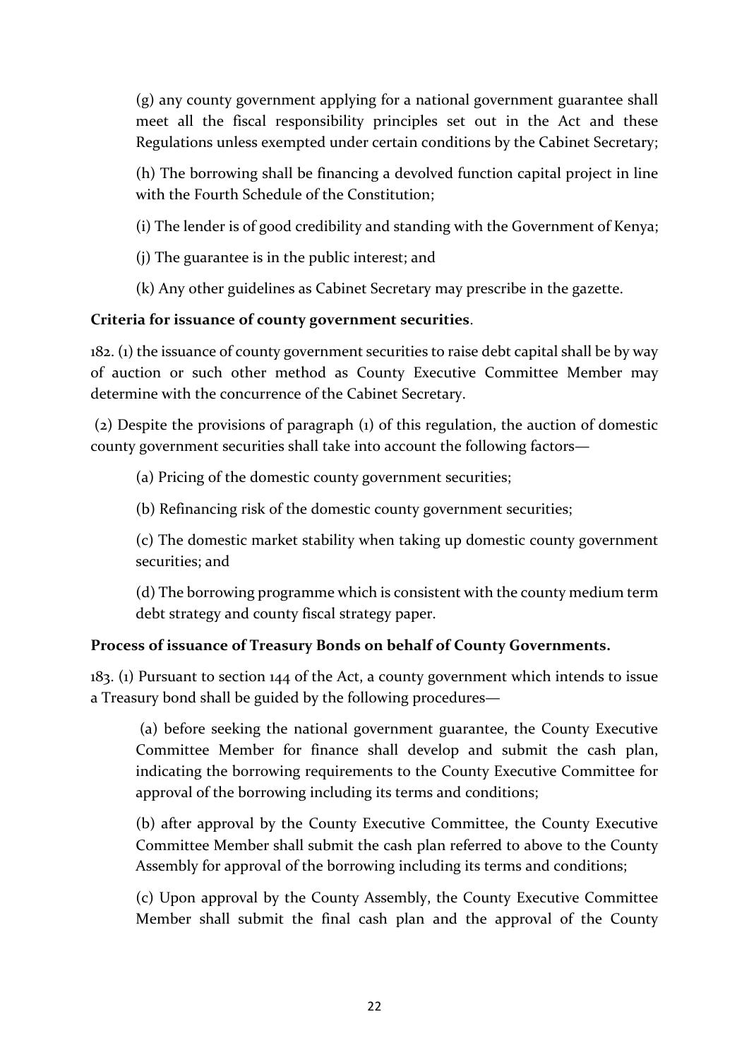(g) any county government applying for a national government guarantee shall meet all the fiscal responsibility principles set out in the Act and these Regulations unless exempted under certain conditions by the Cabinet Secretary;

(h) The borrowing shall be financing a devolved function capital project in line with the Fourth Schedule of the Constitution;

(i) The lender is of good credibility and standing with the Government of Kenya;

(j) The guarantee is in the public interest; and

(k) Any other guidelines as Cabinet Secretary may prescribe in the gazette.

**Criteria for issuance of county government securities**.

182. (1) the issuance of county government securities to raise debt capital shall be by way of auction or such other method as County Executive Committee Member may determine with the concurrence of the Cabinet Secretary.

(2) Despite the provisions of paragraph (1) of this regulation, the auction of domestic county government securities shall take into account the following factors—

(a) Pricing of the domestic county government securities;

(b) Refinancing risk of the domestic county government securities;

(c) The domestic market stability when taking up domestic county government securities; and

(d) The borrowing programme which is consistent with the county medium term debt strategy and county fiscal strategy paper.

**Process of issuance of Treasury Bonds on behalf of County Governments.**

183. (1) Pursuant to section 144 of the Act, a county government which intends to issue a Treasury bond shall be guided by the following procedures—

(a) before seeking the national government guarantee, the County Executive Committee Member for finance shall develop and submit the cash plan, indicating the borrowing requirements to the County Executive Committee for approval of the borrowing including its terms and conditions;

(b) after approval by the County Executive Committee, the County Executive Committee Member shall submit the cash plan referred to above to the County Assembly for approval of the borrowing including its terms and conditions;

(c) Upon approval by the County Assembly, the County Executive Committee Member shall submit the final cash plan and the approval of the County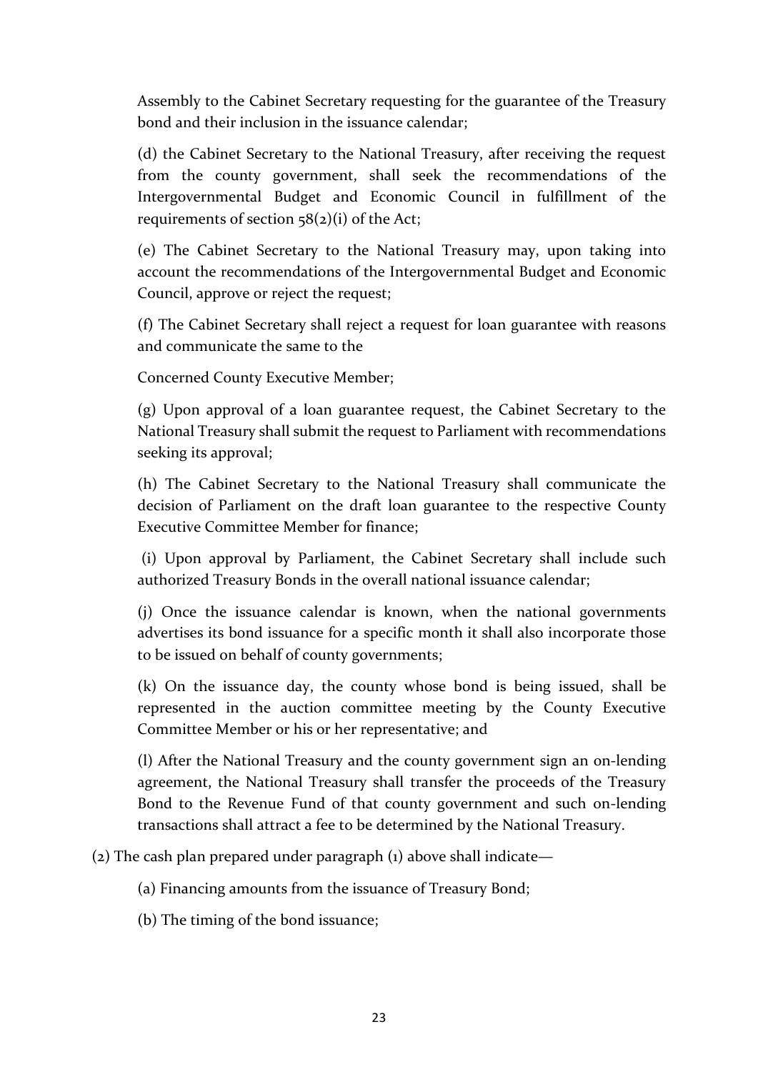Assembly to the Cabinet Secretary requesting for the guarantee of the Treasury bond and their inclusion in the issuance calendar;

(d) the Cabinet Secretary to the National Treasury, after receiving the request from the county government, shall seek the recommendations of the Intergovernmental Budget and Economic Council in fulfillment of the requirements of section 58(2)(i) of the Act;

(e) The Cabinet Secretary to the National Treasury may, upon taking into account the recommendations of the Intergovernmental Budget and Economic Council, approve or reject the request;

(f) The Cabinet Secretary shall reject a request for loan guarantee with reasons and communicate the same to the

Concerned County Executive Member;

(g) Upon approval of a loan guarantee request, the Cabinet Secretary to the National Treasury shall submit the request to Parliament with recommendations seeking its approval;

(h) The Cabinet Secretary to the National Treasury shall communicate the decision of Parliament on the draft loan guarantee to the respective County Executive Committee Member for finance;

(i) Upon approval by Parliament, the Cabinet Secretary shall include such authorized Treasury Bonds in the overall national issuance calendar;

(j) Once the issuance calendar is known, when the national governments advertises its bond issuance for a specific month it shall also incorporate those to be issued on behalf of county governments;

(k) On the issuance day, the county whose bond is being issued, shall be represented in the auction committee meeting by the County Executive Committee Member or his or her representative; and

(l) After the National Treasury and the county government sign an on-lending agreement, the National Treasury shall transfer the proceeds of the Treasury Bond to the Revenue Fund of that county government and such on-lending transactions shall attract a fee to be determined by the National Treasury.

(2) The cash plan prepared under paragraph (1) above shall indicate—

(a) Financing amounts from the issuance of Treasury Bond;

(b) The timing of the bond issuance;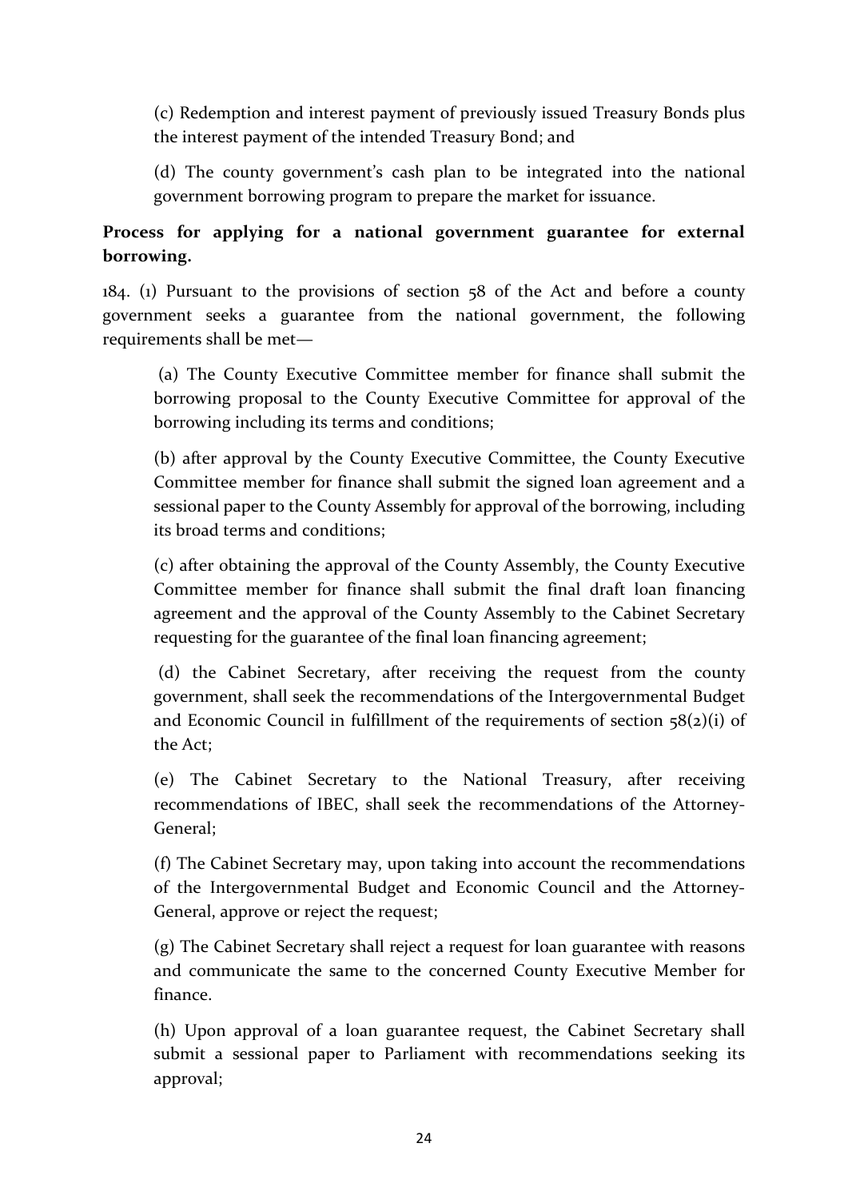(c) Redemption and interest payment of previously issued Treasury Bonds plus the interest payment of the intended Treasury Bond; and

(d) The county government's cash plan to be integrated into the national government borrowing program to prepare the market for issuance.

**Process for applying for a national government guarantee for external borrowing.**

184. (1) Pursuant to the provisions of section 58 of the Act and before a county government seeks a guarantee from the national government, the following requirements shall be met—

(a) The County Executive Committee member for finance shall submit the borrowing proposal to the County Executive Committee for approval of the borrowing including its terms and conditions;

(b) after approval by the County Executive Committee, the County Executive Committee member for finance shall submit the signed loan agreement and a sessional paper to the County Assembly for approval of the borrowing, including its broad terms and conditions;

(c) after obtaining the approval of the County Assembly, the County Executive Committee member for finance shall submit the final draft loan financing agreement and the approval of the County Assembly to the Cabinet Secretary requesting for the guarantee of the final loan financing agreement;

(d) the Cabinet Secretary, after receiving the request from the county government, shall seek the recommendations of the Intergovernmental Budget and Economic Council in fulfillment of the requirements of section 58(2)(i) of the Act;

(e) The Cabinet Secretary to the National Treasury, after receiving recommendations of IBEC, shall seek the recommendations of the Attorney-General;

(f) The Cabinet Secretary may, upon taking into account the recommendations of the Intergovernmental Budget and Economic Council and the Attorney-General, approve or reject the request;

(g) The Cabinet Secretary shall reject a request for loan guarantee with reasons and communicate the same to the concerned County Executive Member for finance.

(h) Upon approval of a loan guarantee request, the Cabinet Secretary shall submit a sessional paper to Parliament with recommendations seeking its approval;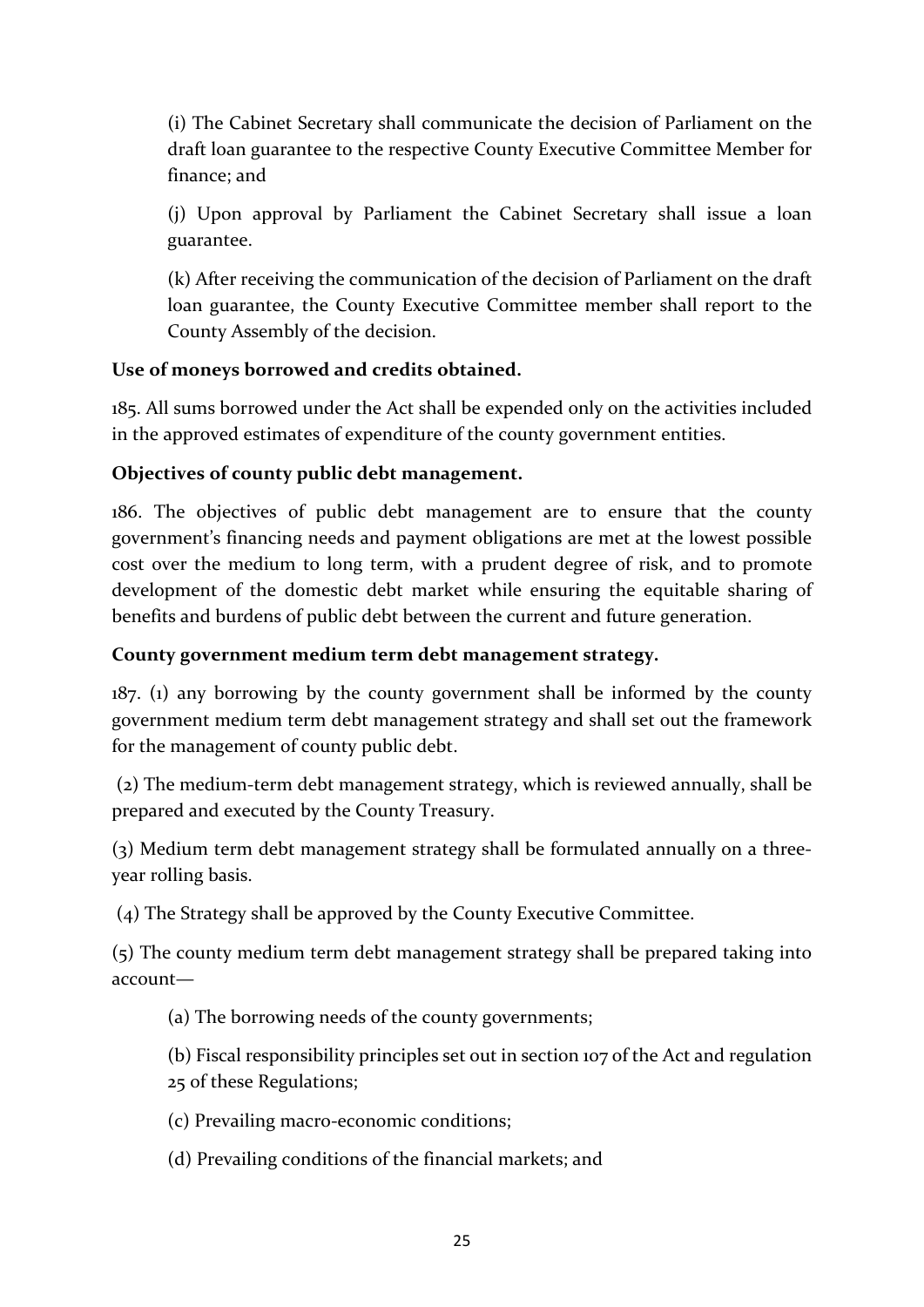(i) The Cabinet Secretary shall communicate the decision of Parliament on the draft loan guarantee to the respective County Executive Committee Member for finance; and

(j) Upon approval by Parliament the Cabinet Secretary shall issue a loan guarantee.

(k) After receiving the communication of the decision of Parliament on the draft loan guarantee, the County Executive Committee member shall report to the County Assembly of the decision.

**Use of moneys borrowed and credits obtained.**

185. All sums borrowed under the Act shall be expended only on the activities included in the approved estimates of expenditure of the county government entities.

**Objectives of county public debt management.**

186. The objectives of public debt management are to ensure that the county government's financing needs and payment obligations are met at the lowest possible cost over the medium to long term, with a prudent degree of risk, and to promote development of the domestic debt market while ensuring the equitable sharing of benefits and burdens of public debt between the current and future generation.

**County government medium term debt management strategy.**

187. (1) any borrowing by the county government shall be informed by the county government medium term debt management strategy and shall set out the framework for the management of county public debt.

(2) The medium-term debt management strategy, which is reviewed annually, shall be prepared and executed by the County Treasury.

(3) Medium term debt management strategy shall be formulated annually on a three-year rolling basis.

(4) The Strategy shall be approved by the County Executive Committee.

(5) The county medium term debt management strategy shall be prepared taking into account—

(a) The borrowing needs of the county governments;

(b) Fiscal responsibility principles set out in section 107 of the Act and regulation 25 of these Regulations;

(c) Prevailing macro-economic conditions;

(d) Prevailing conditions of the financial markets; and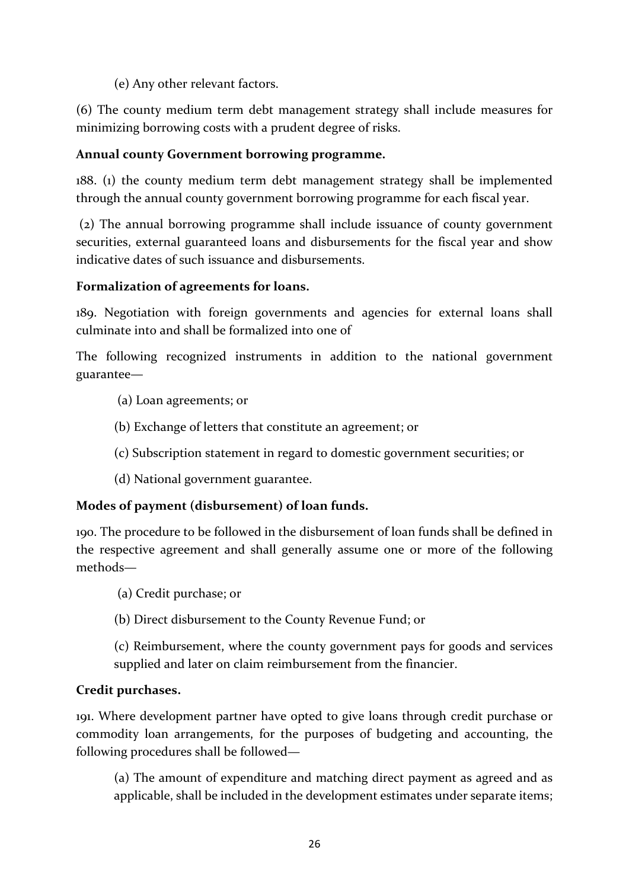(e) Any other relevant factors.

(6) The county medium term debt management strategy shall include measures for minimizing borrowing costs with a prudent degree of risks.

**Annual county Government borrowing programme.**

188. (1) the county medium term debt management strategy shall be implemented through the annual county government borrowing programme for each fiscal year.

(2) The annual borrowing programme shall include issuance of county government securities, external guaranteed loans and disbursements for the fiscal year and show indicative dates of such issuance and disbursements.

**Formalization of agreements for loans.**

189. Negotiation with foreign governments and agencies for external loans shall culminate into and shall be formalized into one of

The following recognized instruments in addition to the national government guarantee—

(a) Loan agreements; or

(b) Exchange of letters that constitute an agreement; or

(c) Subscription statement in regard to domestic government securities; or

(d) National government guarantee.

**Modes of payment (disbursement) of loan funds.**

190. The procedure to be followed in the disbursement of loan funds shall be defined in the respective agreement and shall generally assume one or more of the following methods—

(a) Credit purchase; or

(b) Direct disbursement to the County Revenue Fund; or

(c) Reimbursement, where the county government pays for goods and services supplied and later on claim reimbursement from the financier.

**Credit purchases.**

191. Where development partner have opted to give loans through credit purchase or commodity loan arrangements, for the purposes of budgeting and accounting, the following procedures shall be followed—

(a) The amount of expenditure and matching direct payment as agreed and as applicable, shall be included in the development estimates under separate items;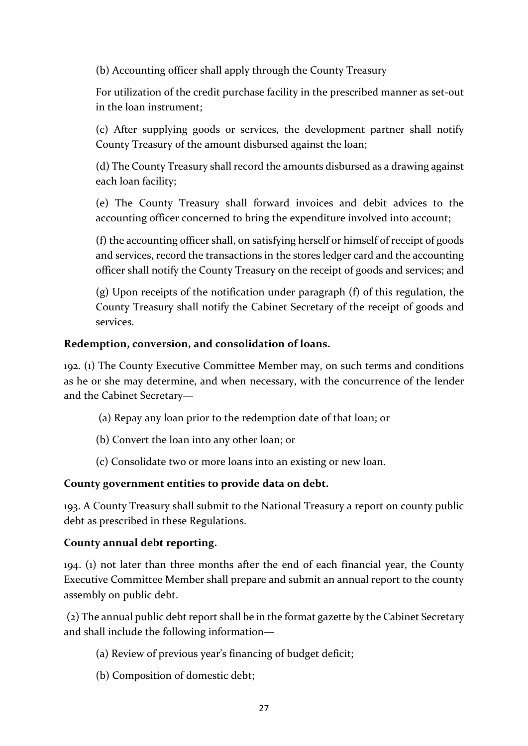(b) Accounting officer shall apply through the County Treasury

For utilization of the credit purchase facility in the prescribed manner as set-out in the loan instrument;

(c) After supplying goods or services, the development partner shall notify County Treasury of the amount disbursed against the loan;

(d) The County Treasury shall record the amounts disbursed as a drawing against each loan facility;

(e) The County Treasury shall forward invoices and debit advices to the accounting officer concerned to bring the expenditure involved into account;

(f) the accounting officer shall, on satisfying herself or himself of receipt of goods and services, record the transactions in the stores ledger card and the accounting officer shall notify the County Treasury on the receipt of goods and services; and

(g) Upon receipts of the notification under paragraph (f) of this regulation, the County Treasury shall notify the Cabinet Secretary of the receipt of goods and services.

**Redemption, conversion, and consolidation of loans.**

192. (1) The County Executive Committee Member may, on such terms and conditions as he or she may determine, and when necessary, with the concurrence of the lender and the Cabinet Secretary—

(a) Repay any loan prior to the redemption date of that loan; or

(b) Convert the loan into any other loan; or

(c) Consolidate two or more loans into an existing or new loan.

**County government entities to provide data on debt.**

193. A County Treasury shall submit to the National Treasury a report on county public debt as prescribed in these Regulations.

**County annual debt reporting.**

194. (1) not later than three months after the end of each financial year, the County Executive Committee Member shall prepare and submit an annual report to the county assembly on public debt.

(2) The annual public debt report shall be in the format gazette by the Cabinet Secretary and shall include the following information—

(a) Review of previous year's financing of budget deficit;

(b) Composition of domestic debt;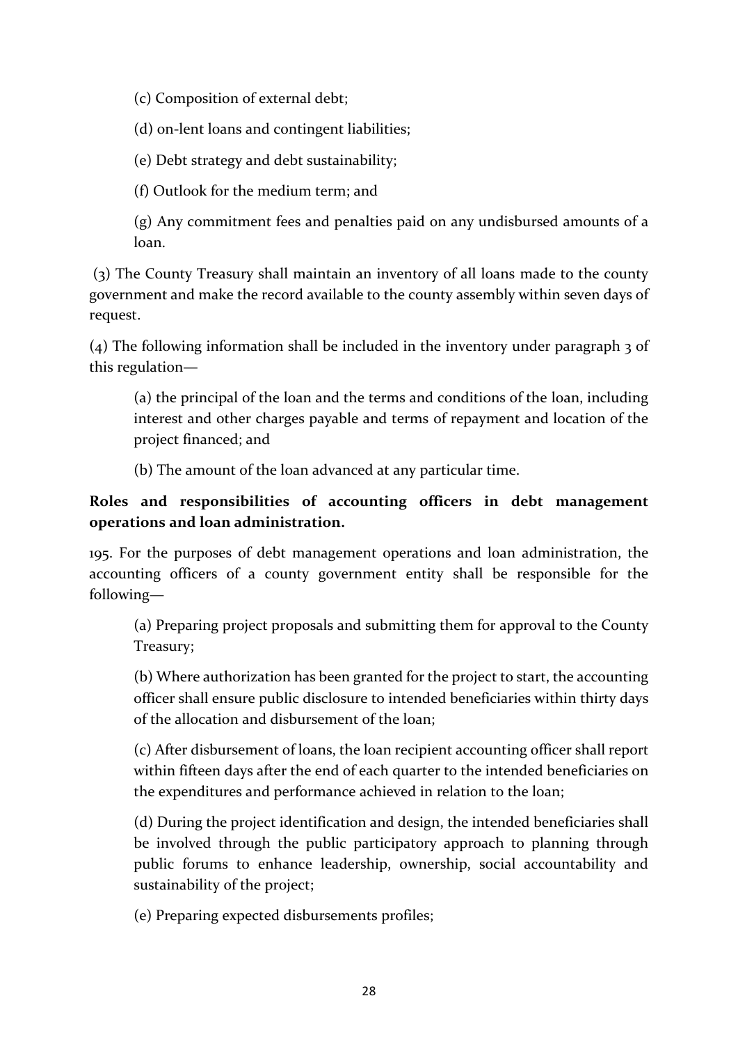(c) Composition of external debt;

(d) on-lent loans and contingent liabilities;

(e) Debt strategy and debt sustainability;

(f) Outlook for the medium term; and

(g) Any commitment fees and penalties paid on any undisbursed amounts of a loan.

(3) The County Treasury shall maintain an inventory of all loans made to the county government and make the record available to the county assembly within seven days of request.

(4) The following information shall be included in the inventory under paragraph 3 of this regulation—

(a) the principal of the loan and the terms and conditions of the loan, including interest and other charges payable and terms of repayment and location of the project financed; and

(b) The amount of the loan advanced at any particular time.

**Roles and responsibilities of accounting officers in debt management operations and loan administration.**

195. For the purposes of debt management operations and loan administration, the accounting officers of a county government entity shall be responsible for the following—

(a) Preparing project proposals and submitting them for approval to the County Treasury;

(b) Where authorization has been granted for the project to start, the accounting officer shall ensure public disclosure to intended beneficiaries within thirty days of the allocation and disbursement of the loan;

(c) After disbursement of loans, the loan recipient accounting officer shall report within fifteen days after the end of each quarter to the intended beneficiaries on the expenditures and performance achieved in relation to the loan;

(d) During the project identification and design, the intended beneficiaries shall be involved through the public participatory approach to planning through public forums to enhance leadership, ownership, social accountability and sustainability of the project;

(e) Preparing expected disbursements profiles;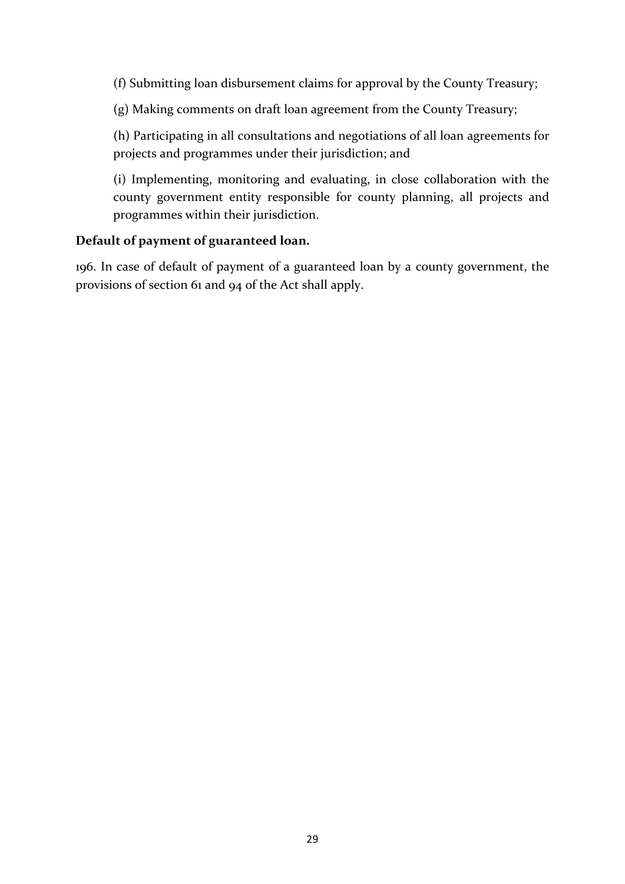(f) Submitting loan disbursement claims for approval by the County Treasury;

(g) Making comments on draft loan agreement from the County Treasury;

(h) Participating in all consultations and negotiations of all loan agreements for projects and programmes under their jurisdiction; and

(i) Implementing, monitoring and evaluating, in close collaboration with the county government entity responsible for county planning, all projects and programmes within their jurisdiction.

**Default of payment of guaranteed loan.**

196. In case of default of payment of a guaranteed loan by a county government, the provisions of section 61 and 94 of the Act shall apply.